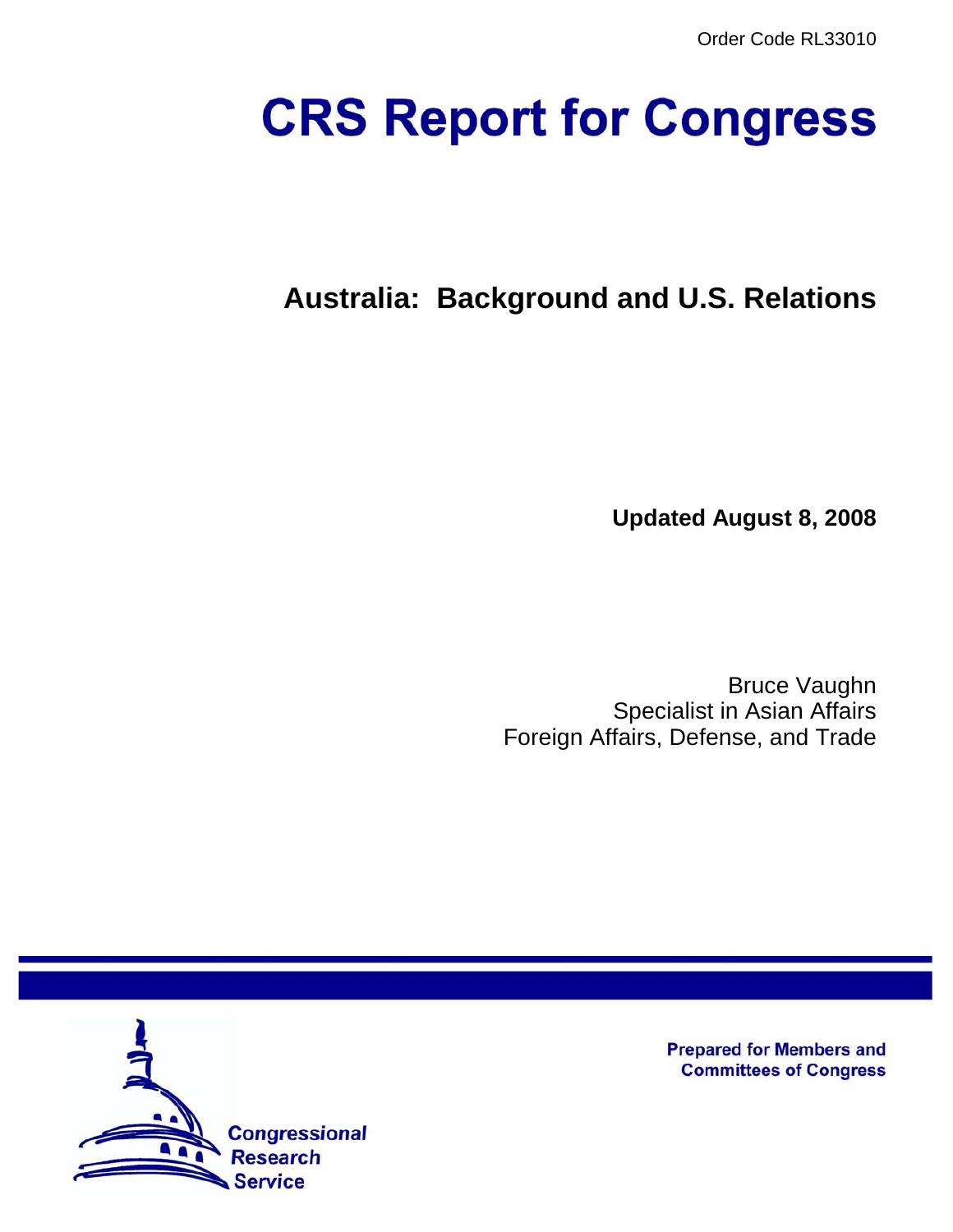Order Code RL33010

# CRS Report for Congress

## Australia: Background and U.S. Relations

**Updated August 8, 2008**

Bruce Vaughn
Specialist in Asian Affairs
Foreign Affairs, Defense, and Trade

Prepared for Members and Committees of Congress

Congressional Research Service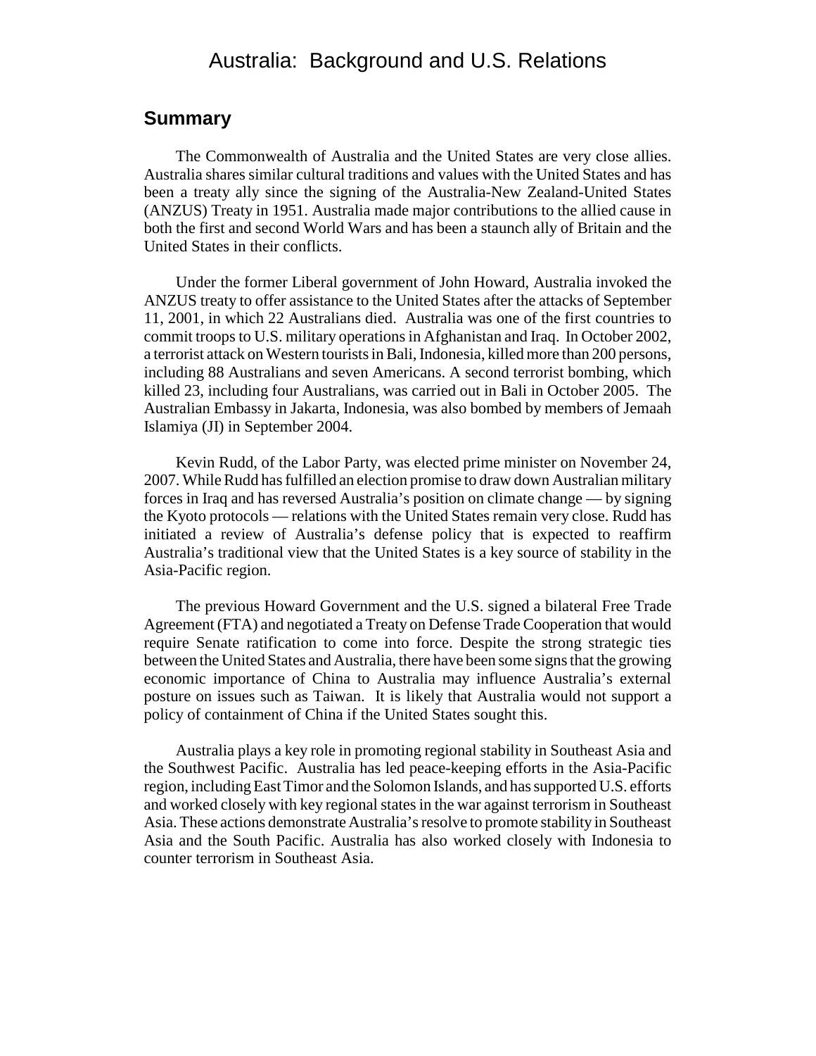# Australia: Background and U.S. Relations

## Summary

The Commonwealth of Australia and the United States are very close allies. Australia shares similar cultural traditions and values with the United States and has been a treaty ally since the signing of the Australia-New Zealand-United States (ANZUS) Treaty in 1951. Australia made major contributions to the allied cause in both the first and second World Wars and has been a staunch ally of Britain and the United States in their conflicts.

Under the former Liberal government of John Howard, Australia invoked the ANZUS treaty to offer assistance to the United States after the attacks of September 11, 2001, in which 22 Australians died. Australia was one of the first countries to commit troops to U.S. military operations in Afghanistan and Iraq. In October 2002, a terrorist attack on Western tourists in Bali, Indonesia, killed more than 200 persons, including 88 Australians and seven Americans. A second terrorist bombing, which killed 23, including four Australians, was carried out in Bali in October 2005. The Australian Embassy in Jakarta, Indonesia, was also bombed by members of Jemaah Islamiya (JI) in September 2004.

Kevin Rudd, of the Labor Party, was elected prime minister on November 24, 2007. While Rudd has fulfilled an election promise to draw down Australian military forces in Iraq and has reversed Australia's position on climate change — by signing the Kyoto protocols — relations with the United States remain very close. Rudd has initiated a review of Australia's defense policy that is expected to reaffirm Australia's traditional view that the United States is a key source of stability in the Asia-Pacific region.

The previous Howard Government and the U.S. signed a bilateral Free Trade Agreement (FTA) and negotiated a Treaty on Defense Trade Cooperation that would require Senate ratification to come into force. Despite the strong strategic ties between the United States and Australia, there have been some signs that the growing economic importance of China to Australia may influence Australia's external posture on issues such as Taiwan. It is likely that Australia would not support a policy of containment of China if the United States sought this.

Australia plays a key role in promoting regional stability in Southeast Asia and the Southwest Pacific. Australia has led peace-keeping efforts in the Asia-Pacific region, including East Timor and the Solomon Islands, and has supported U.S. efforts and worked closely with key regional states in the war against terrorism in Southeast Asia. These actions demonstrate Australia's resolve to promote stability in Southeast Asia and the South Pacific. Australia has also worked closely with Indonesia to counter terrorism in Southeast Asia.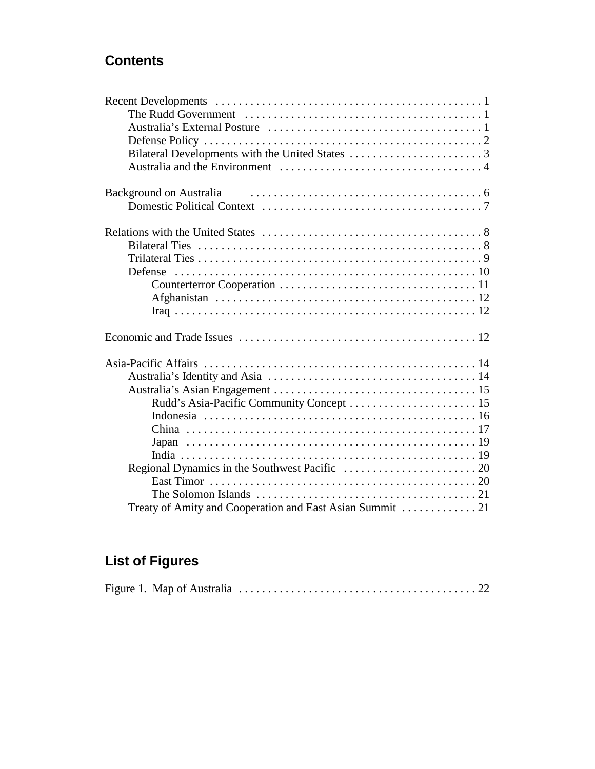## Contents

Recent Developments . . . . . . . . . . . . . . . . . . . . . . . . . . . . . . . . . . . . . . . . . . . . . . 1
- The Rudd Government . . . . . . . . . . . . . . . . . . . . . . . . . . . . . . . . . . . . . . . . . 1
- Australia's External Posture . . . . . . . . . . . . . . . . . . . . . . . . . . . . . . . . . . . . 1
- Defense Policy . . . . . . . . . . . . . . . . . . . . . . . . . . . . . . . . . . . . . . . . . . . . . . . . 2
- Bilateral Developments with the United States . . . . . . . . . . . . . . . . . . . . . . . 3
- Australia and the Environment . . . . . . . . . . . . . . . . . . . . . . . . . . . . . . . . . . . 4

Background on Australia . . . . . . . . . . . . . . . . . . . . . . . . . . . . . . . . . . . . . . . . 6
- Domestic Political Context . . . . . . . . . . . . . . . . . . . . . . . . . . . . . . . . . . . . . . 7

Relations with the United States . . . . . . . . . . . . . . . . . . . . . . . . . . . . . . . . . . . . . . 8
- Bilateral Ties . . . . . . . . . . . . . . . . . . . . . . . . . . . . . . . . . . . . . . . . . . . . . . . . . 8
- Trilateral Ties . . . . . . . . . . . . . . . . . . . . . . . . . . . . . . . . . . . . . . . . . . . . . . . . . 9
- Defense . . . . . . . . . . . . . . . . . . . . . . . . . . . . . . . . . . . . . . . . . . . . . . . . . . . . 10
  - Counterterror Cooperation . . . . . . . . . . . . . . . . . . . . . . . . . . . . . . . . . . 11
  - Afghanistan . . . . . . . . . . . . . . . . . . . . . . . . . . . . . . . . . . . . . . . . . . . . . 12
  - Iraq . . . . . . . . . . . . . . . . . . . . . . . . . . . . . . . . . . . . . . . . . . . . . . . . . . . 12

Economic and Trade Issues . . . . . . . . . . . . . . . . . . . . . . . . . . . . . . . . . . . . . . . . . 12

Asia-Pacific Affairs . . . . . . . . . . . . . . . . . . . . . . . . . . . . . . . . . . . . . . . . . . . . . . . 14
- Australia's Identity and Asia . . . . . . . . . . . . . . . . . . . . . . . . . . . . . . . . . . . . 14
- Australia's Asian Engagement . . . . . . . . . . . . . . . . . . . . . . . . . . . . . . . . . . . 15
  - Rudd's Asia-Pacific Community Concept . . . . . . . . . . . . . . . . . . . . . . 15
  - Indonesia . . . . . . . . . . . . . . . . . . . . . . . . . . . . . . . . . . . . . . . . . . . . . . . 16
  - China . . . . . . . . . . . . . . . . . . . . . . . . . . . . . . . . . . . . . . . . . . . . . . . . . . 17
  - Japan . . . . . . . . . . . . . . . . . . . . . . . . . . . . . . . . . . . . . . . . . . . . . . . . . . 19
  - India . . . . . . . . . . . . . . . . . . . . . . . . . . . . . . . . . . . . . . . . . . . . . . . . . . . 19
- Regional Dynamics in the Southwest Pacific . . . . . . . . . . . . . . . . . . . . . . . 20
  - East Timor . . . . . . . . . . . . . . . . . . . . . . . . . . . . . . . . . . . . . . . . . . . . . . 20
  - The Solomon Islands . . . . . . . . . . . . . . . . . . . . . . . . . . . . . . . . . . . . . . 21
- Treaty of Amity and Cooperation and East Asian Summit . . . . . . . . . . . . . 21

## List of Figures

Figure 1. Map of Australia . . . . . . . . . . . . . . . . . . . . . . . . . . . . . . . . . . . . . . . . . 22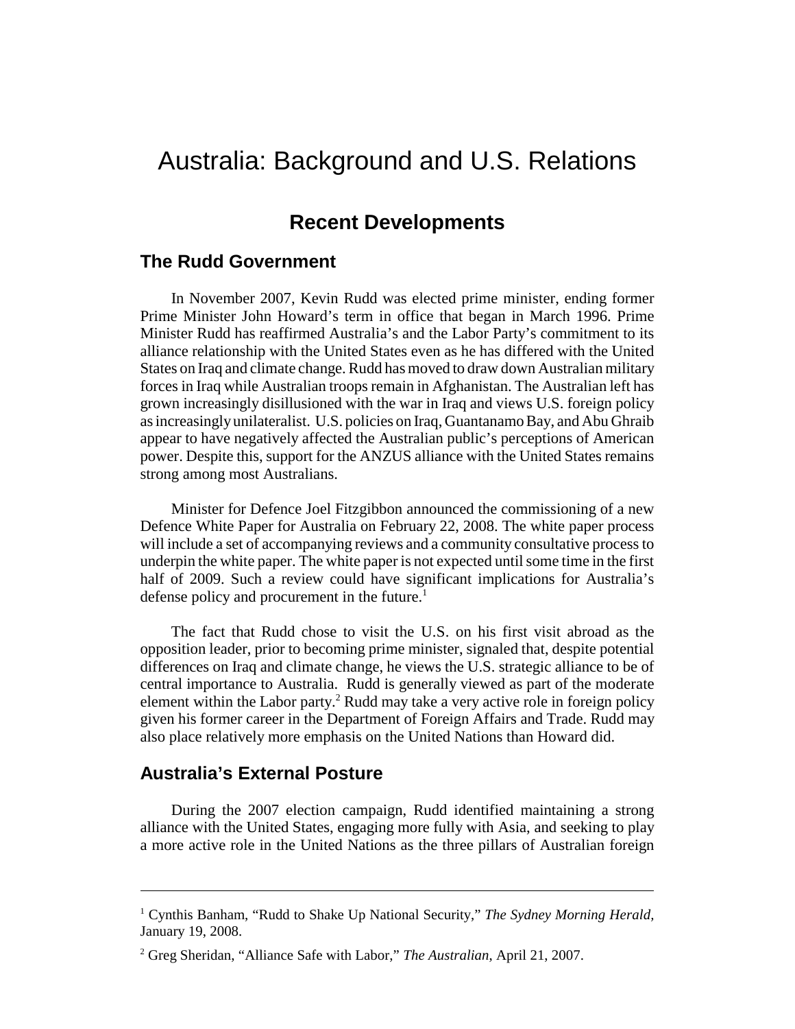# Australia: Background and U.S. Relations

## Recent Developments

### The Rudd Government

In November 2007, Kevin Rudd was elected prime minister, ending former Prime Minister John Howard's term in office that began in March 1996. Prime Minister Rudd has reaffirmed Australia's and the Labor Party's commitment to its alliance relationship with the United States even as he has differed with the United States on Iraq and climate change. Rudd has moved to draw down Australian military forces in Iraq while Australian troops remain in Afghanistan. The Australian left has grown increasingly disillusioned with the war in Iraq and views U.S. foreign policy as increasingly unilateralist. U.S. policies on Iraq, Guantanamo Bay, and Abu Ghraib appear to have negatively affected the Australian public's perceptions of American power. Despite this, support for the ANZUS alliance with the United States remains strong among most Australians.

Minister for Defence Joel Fitzgibbon announced the commissioning of a new Defence White Paper for Australia on February 22, 2008. The white paper process will include a set of accompanying reviews and a community consultative process to underpin the white paper. The white paper is not expected until some time in the first half of 2009. Such a review could have significant implications for Australia's defense policy and procurement in the future.[1]

The fact that Rudd chose to visit the U.S. on his first visit abroad as the opposition leader, prior to becoming prime minister, signaled that, despite potential differences on Iraq and climate change, he views the U.S. strategic alliance to be of central importance to Australia. Rudd is generally viewed as part of the moderate element within the Labor party.[2] Rudd may take a very active role in foreign policy given his former career in the Department of Foreign Affairs and Trade. Rudd may also place relatively more emphasis on the United Nations than Howard did.

### Australia's External Posture

During the 2007 election campaign, Rudd identified maintaining a strong alliance with the United States, engaging more fully with Asia, and seeking to play a more active role in the United Nations as the three pillars of Australian foreign

---

[1] Cynthis Banham, "Rudd to Shake Up National Security," *The Sydney Morning Herald*, January 19, 2008.

[2] Greg Sheridan, "Alliance Safe with Labor," *The Australian*, April 21, 2007.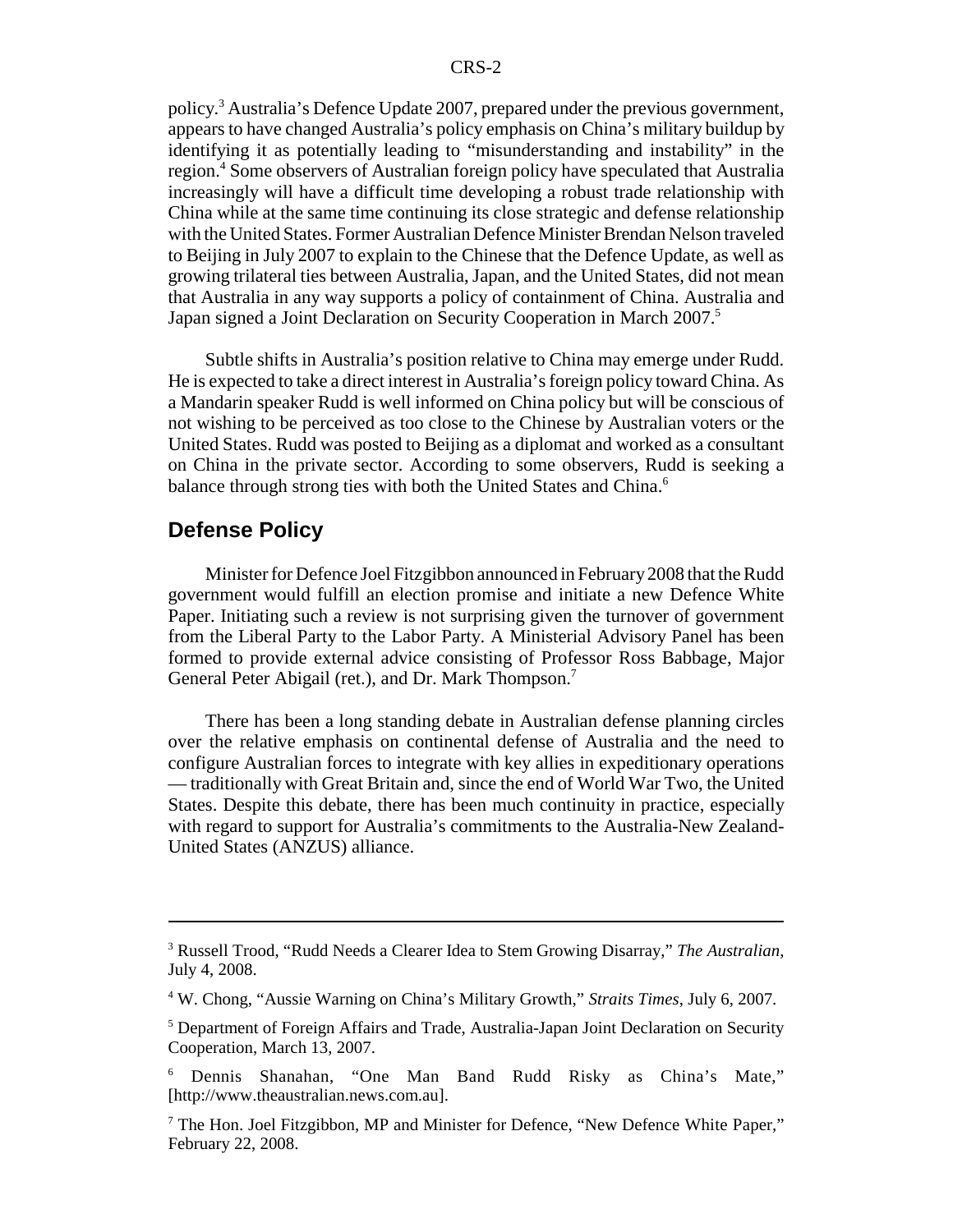policy.[3] Australia's Defence Update 2007, prepared under the previous government, appears to have changed Australia's policy emphasis on China's military buildup by identifying it as potentially leading to "misunderstanding and instability" in the region.[4] Some observers of Australian foreign policy have speculated that Australia increasingly will have a difficult time developing a robust trade relationship with China while at the same time continuing its close strategic and defense relationship with the United States. Former Australian Defence Minister Brendan Nelson traveled to Beijing in July 2007 to explain to the Chinese that the Defence Update, as well as growing trilateral ties between Australia, Japan, and the United States, did not mean that Australia in any way supports a policy of containment of China. Australia and Japan signed a Joint Declaration on Security Cooperation in March 2007.[5]

Subtle shifts in Australia's position relative to China may emerge under Rudd. He is expected to take a direct interest in Australia's foreign policy toward China. As a Mandarin speaker Rudd is well informed on China policy but will be conscious of not wishing to be perceived as too close to the Chinese by Australian voters or the United States. Rudd was posted to Beijing as a diplomat and worked as a consultant on China in the private sector. According to some observers, Rudd is seeking a balance through strong ties with both the United States and China.[6]

## Defense Policy

Minister for Defence Joel Fitzgibbon announced in February 2008 that the Rudd government would fulfill an election promise and initiate a new Defence White Paper. Initiating such a review is not surprising given the turnover of government from the Liberal Party to the Labor Party. A Ministerial Advisory Panel has been formed to provide external advice consisting of Professor Ross Babbage, Major General Peter Abigail (ret.), and Dr. Mark Thompson.[7]

There has been a long standing debate in Australian defense planning circles over the relative emphasis on continental defense of Australia and the need to configure Australian forces to integrate with key allies in expeditionary operations — traditionally with Great Britain and, since the end of World War Two, the United States. Despite this debate, there has been much continuity in practice, especially with regard to support for Australia's commitments to the Australia-New Zealand-United States (ANZUS) alliance.

---

[3] Russell Trood, "Rudd Needs a Clearer Idea to Stem Growing Disarray," *The Australian*, July 4, 2008.

[4] W. Chong, "Aussie Warning on China's Military Growth," *Straits Times*, July 6, 2007.

[5] Department of Foreign Affairs and Trade, Australia-Japan Joint Declaration on Security Cooperation, March 13, 2007.

[6] Dennis Shanahan, "One Man Band Rudd Risky as China's Mate," [http://www.theaustralian.news.com.au].

[7] The Hon. Joel Fitzgibbon, MP and Minister for Defence, "New Defence White Paper," February 22, 2008.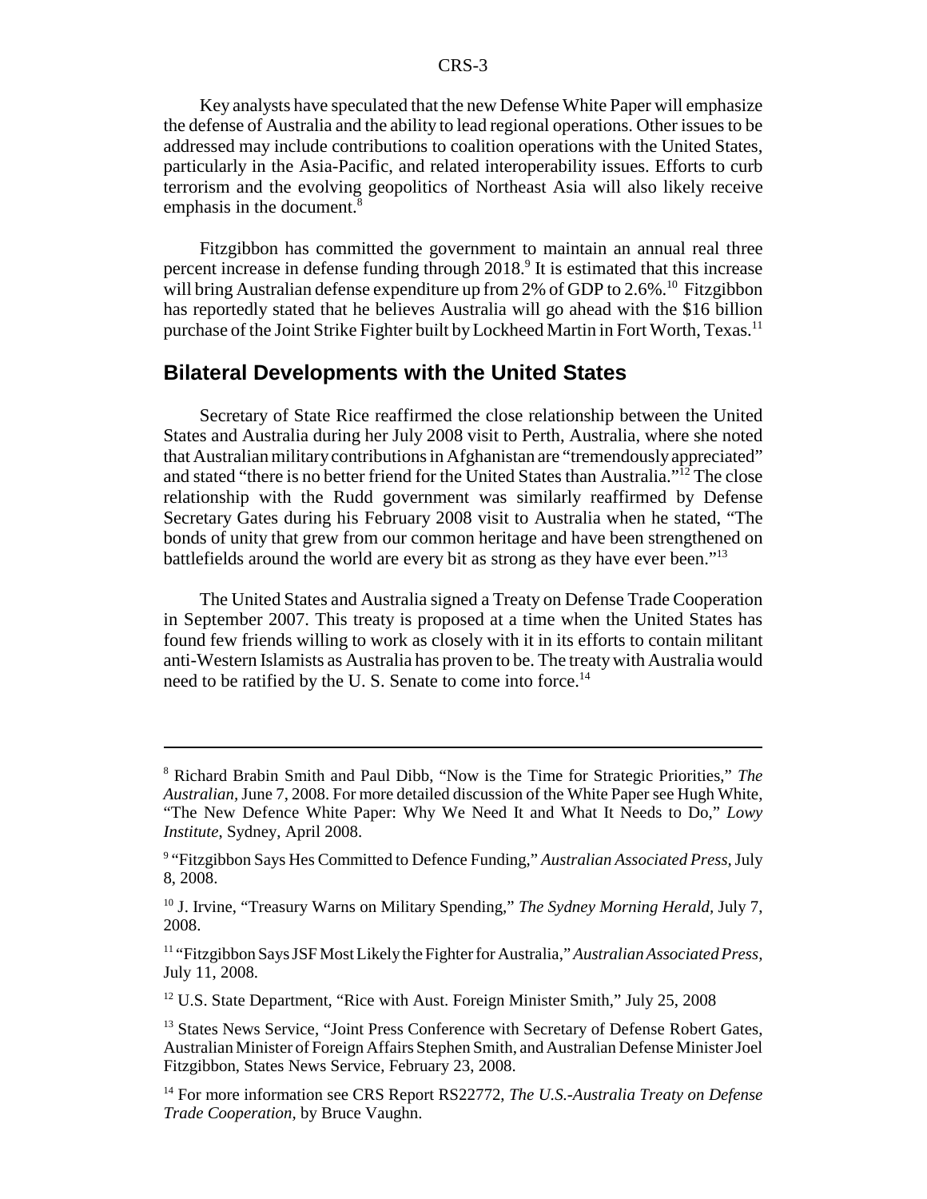Key analysts have speculated that the new Defense White Paper will emphasize the defense of Australia and the ability to lead regional operations. Other issues to be addressed may include contributions to coalition operations with the United States, particularly in the Asia-Pacific, and related interoperability issues. Efforts to curb terrorism and the evolving geopolitics of Northeast Asia will also likely receive emphasis in the document.[8]

Fitzgibbon has committed the government to maintain an annual real three percent increase in defense funding through 2018.[9] It is estimated that this increase will bring Australian defense expenditure up from 2% of GDP to 2.6%.[10] Fitzgibbon has reportedly stated that he believes Australia will go ahead with the $16 billion purchase of the Joint Strike Fighter built by Lockheed Martin in Fort Worth, Texas.[11]

## Bilateral Developments with the United States

Secretary of State Rice reaffirmed the close relationship between the United States and Australia during her July 2008 visit to Perth, Australia, where she noted that Australian military contributions in Afghanistan are "tremendously appreciated" and stated "there is no better friend for the United States than Australia."[12] The close relationship with the Rudd government was similarly reaffirmed by Defense Secretary Gates during his February 2008 visit to Australia when he stated, "The bonds of unity that grew from our common heritage and have been strengthened on battlefields around the world are every bit as strong as they have ever been."[13]

The United States and Australia signed a Treaty on Defense Trade Cooperation in September 2007. This treaty is proposed at a time when the United States has found few friends willing to work as closely with it in its efforts to contain militant anti-Western Islamists as Australia has proven to be. The treaty with Australia would need to be ratified by the U. S. Senate to come into force.[14]

---

[8] Richard Brabin Smith and Paul Dibb, "Now is the Time for Strategic Priorities," *The Australian*, June 7, 2008. For more detailed discussion of the White Paper see Hugh White, "The New Defence White Paper: Why We Need It and What It Needs to Do," *Lowy Institute*, Sydney, April 2008.

[9] "Fitzgibbon Says Hes Committed to Defence Funding," *Australian Associated Press*, July 8, 2008.

[10] J. Irvine, "Treasury Warns on Military Spending," *The Sydney Morning Herald*, July 7, 2008.

[11] "Fitzgibbon Says JSF Most Likely the Fighter for Australia," *Australian Associated Press*, July 11, 2008.

[12] U.S. State Department, "Rice with Aust. Foreign Minister Smith," July 25, 2008

[13] States News Service, "Joint Press Conference with Secretary of Defense Robert Gates, Australian Minister of Foreign Affairs Stephen Smith, and Australian Defense Minister Joel Fitzgibbon, States News Service, February 23, 2008.

[14] For more information see CRS Report RS22772, *The U.S.-Australia Treaty on Defense Trade Cooperation*, by Bruce Vaughn.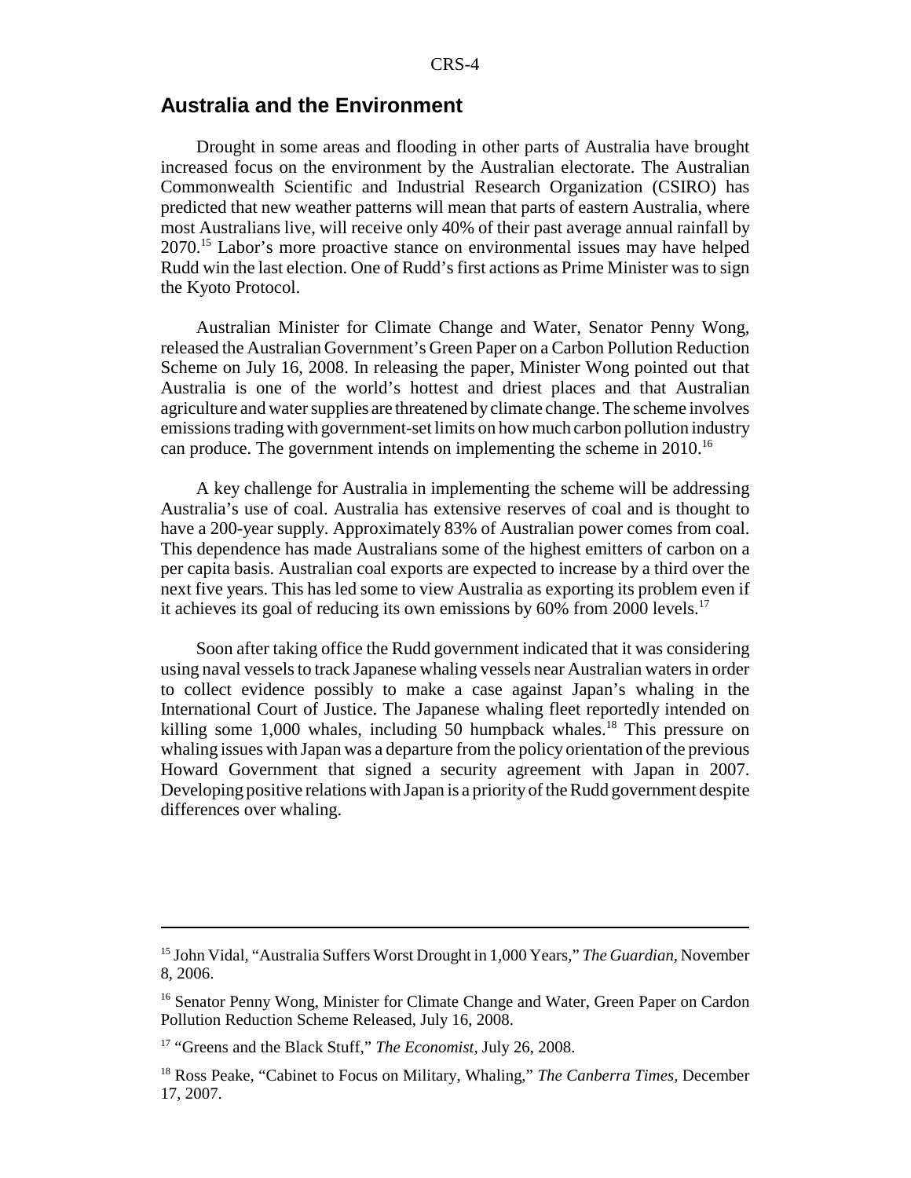## Australia and the Environment

Drought in some areas and flooding in other parts of Australia have brought increased focus on the environment by the Australian electorate. The Australian Commonwealth Scientific and Industrial Research Organization (CSIRO) has predicted that new weather patterns will mean that parts of eastern Australia, where most Australians live, will receive only 40% of their past average annual rainfall by 2070.[15] Labor's more proactive stance on environmental issues may have helped Rudd win the last election. One of Rudd's first actions as Prime Minister was to sign the Kyoto Protocol.

Australian Minister for Climate Change and Water, Senator Penny Wong, released the Australian Government's Green Paper on a Carbon Pollution Reduction Scheme on July 16, 2008. In releasing the paper, Minister Wong pointed out that Australia is one of the world's hottest and driest places and that Australian agriculture and water supplies are threatened by climate change. The scheme involves emissions trading with government-set limits on how much carbon pollution industry can produce. The government intends on implementing the scheme in 2010.[16]

A key challenge for Australia in implementing the scheme will be addressing Australia's use of coal. Australia has extensive reserves of coal and is thought to have a 200-year supply. Approximately 83% of Australian power comes from coal. This dependence has made Australians some of the highest emitters of carbon on a per capita basis. Australian coal exports are expected to increase by a third over the next five years. This has led some to view Australia as exporting its problem even if it achieves its goal of reducing its own emissions by 60% from 2000 levels.[17]

Soon after taking office the Rudd government indicated that it was considering using naval vessels to track Japanese whaling vessels near Australian waters in order to collect evidence possibly to make a case against Japan's whaling in the International Court of Justice. The Japanese whaling fleet reportedly intended on killing some 1,000 whales, including 50 humpback whales.[18] This pressure on whaling issues with Japan was a departure from the policy orientation of the previous Howard Government that signed a security agreement with Japan in 2007. Developing positive relations with Japan is a priority of the Rudd government despite differences over whaling.

---

[15] John Vidal, "Australia Suffers Worst Drought in 1,000 Years," *The Guardian,* November 8, 2006.

[16] Senator Penny Wong, Minister for Climate Change and Water, Green Paper on Cardon Pollution Reduction Scheme Released, July 16, 2008.

[17] "Greens and the Black Stuff," *The Economist,* July 26, 2008.

[18] Ross Peake, "Cabinet to Focus on Military, Whaling," *The Canberra Times,* December 17, 2007.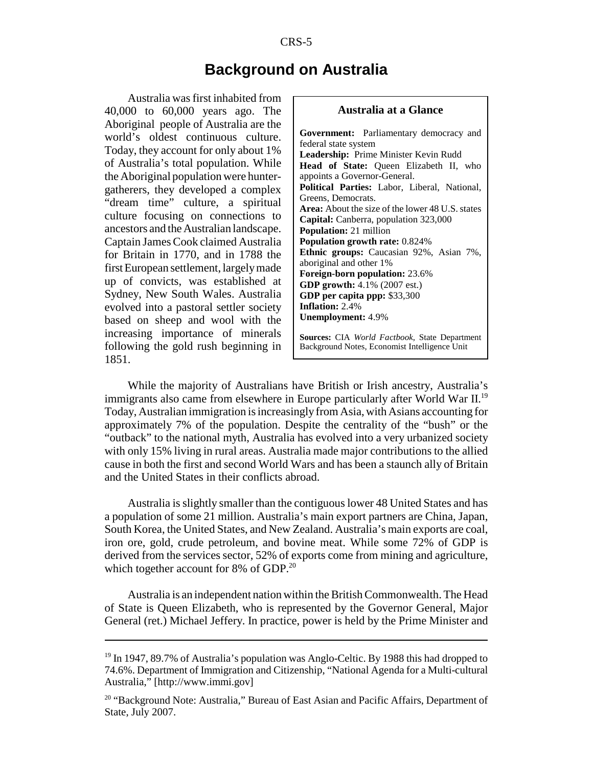# Background on Australia

Australia was first inhabited from 40,000 to 60,000 years ago. The Aboriginal people of Australia are the world's oldest continuous culture. Today, they account for only about 1% of Australia's total population. While the Aboriginal population were hunter-gatherers, they developed a complex "dream time" culture, a spiritual culture focusing on connections to ancestors and the Australian landscape. Captain James Cook claimed Australia for Britain in 1770, and in 1788 the first European settlement, largely made up of convicts, was established at Sydney, New South Wales. Australia evolved into a pastoral settler society based on sheep and wool with the increasing importance of minerals following the gold rush beginning in 1851.

> **Australia at a Glance**
>
> **Government:** Parliamentary democracy and federal state system
> **Leadership:** Prime Minister Kevin Rudd
> **Head of State:** Queen Elizabeth II, who appoints a Governor-General.
> **Political Parties:** Labor, Liberal, National, Greens, Democrats.
> **Area:** About the size of the lower 48 U.S. states
> **Capital:** Canberra, population 323,000
> **Population:** 21 million
> **Population growth rate:** 0.824%
> **Ethnic groups:** Caucasian 92%, Asian 7%, aboriginal and other 1%
> **Foreign-born population:** 23.6%
> **GDP growth:** 4.1% (2007 est.)
> **GDP per capita ppp:** $33,300
> **Inflation:** 2.4%
> **Unemployment:** 4.9%
>
> **Sources:** CIA *World Factbook*, State Department Background Notes, Economist Intelligence Unit

While the majority of Australians have British or Irish ancestry, Australia's immigrants also came from elsewhere in Europe particularly after World War II.[19] Today, Australian immigration is increasingly from Asia, with Asians accounting for approximately 7% of the population. Despite the centrality of the "bush" or the "outback" to the national myth, Australia has evolved into a very urbanized society with only 15% living in rural areas. Australia made major contributions to the allied cause in both the first and second World Wars and has been a staunch ally of Britain and the United States in their conflicts abroad.

Australia is slightly smaller than the contiguous lower 48 United States and has a population of some 21 million. Australia's main export partners are China, Japan, South Korea, the United States, and New Zealand. Australia's main exports are coal, iron ore, gold, crude petroleum, and bovine meat. While some 72% of GDP is derived from the services sector, 52% of exports come from mining and agriculture, which together account for 8% of GDP.[20]

Australia is an independent nation within the British Commonwealth. The Head of State is Queen Elizabeth, who is represented by the Governor General, Major General (ret.) Michael Jeffery. In practice, power is held by the Prime Minister and

---

[19] In 1947, 89.7% of Australia's population was Anglo-Celtic. By 1988 this had dropped to 74.6%. Department of Immigration and Citizenship, "National Agenda for a Multi-cultural Australia," [http://www.immi.gov]

[20] "Background Note: Australia," Bureau of East Asian and Pacific Affairs, Department of State, July 2007.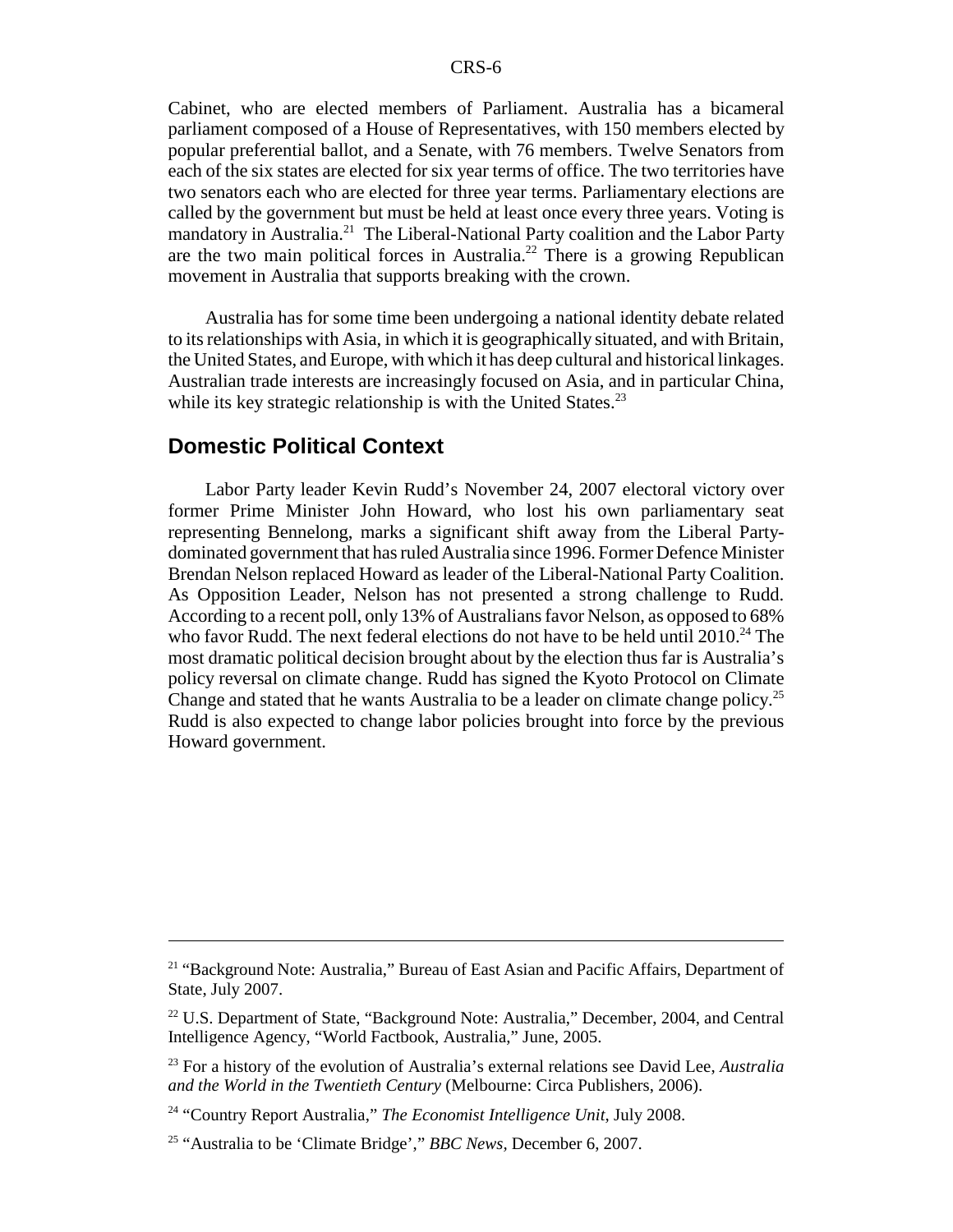Cabinet, who are elected members of Parliament. Australia has a bicameral parliament composed of a House of Representatives, with 150 members elected by popular preferential ballot, and a Senate, with 76 members. Twelve Senators from each of the six states are elected for six year terms of office. The two territories have two senators each who are elected for three year terms. Parliamentary elections are called by the government but must be held at least once every three years. Voting is mandatory in Australia.[21] The Liberal-National Party coalition and the Labor Party are the two main political forces in Australia.[22] There is a growing Republican movement in Australia that supports breaking with the crown.

Australia has for some time been undergoing a national identity debate related to its relationships with Asia, in which it is geographically situated, and with Britain, the United States, and Europe, with which it has deep cultural and historical linkages. Australian trade interests are increasingly focused on Asia, and in particular China, while its key strategic relationship is with the United States.[23]

## Domestic Political Context

Labor Party leader Kevin Rudd's November 24, 2007 electoral victory over former Prime Minister John Howard, who lost his own parliamentary seat representing Bennelong, marks a significant shift away from the Liberal Party-dominated government that has ruled Australia since 1996. Former Defence Minister Brendan Nelson replaced Howard as leader of the Liberal-National Party Coalition. As Opposition Leader, Nelson has not presented a strong challenge to Rudd. According to a recent poll, only 13% of Australians favor Nelson, as opposed to 68% who favor Rudd. The next federal elections do not have to be held until 2010.[24] The most dramatic political decision brought about by the election thus far is Australia's policy reversal on climate change. Rudd has signed the Kyoto Protocol on Climate Change and stated that he wants Australia to be a leader on climate change policy.[25] Rudd is also expected to change labor policies brought into force by the previous Howard government.

---

[21] "Background Note: Australia," Bureau of East Asian and Pacific Affairs, Department of State, July 2007.

[22] U.S. Department of State, "Background Note: Australia," December, 2004, and Central Intelligence Agency, "World Factbook, Australia," June, 2005.

[23] For a history of the evolution of Australia's external relations see David Lee, *Australia and the World in the Twentieth Century* (Melbourne: Circa Publishers, 2006).

[24] "Country Report Australia," *The Economist Intelligence Unit*, July 2008.

[25] "Australia to be 'Climate Bridge'," *BBC News*, December 6, 2007.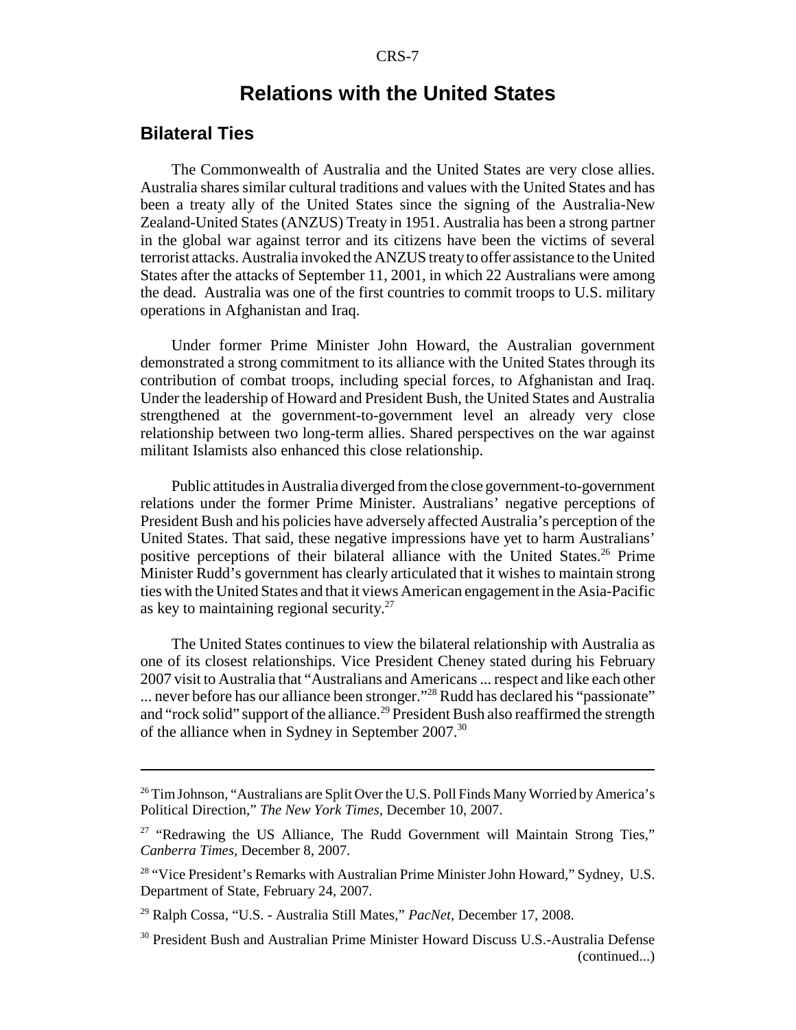# Relations with the United States

## Bilateral Ties

The Commonwealth of Australia and the United States are very close allies. Australia shares similar cultural traditions and values with the United States and has been a treaty ally of the United States since the signing of the Australia-New Zealand-United States (ANZUS) Treaty in 1951. Australia has been a strong partner in the global war against terror and its citizens have been the victims of several terrorist attacks. Australia invoked the ANZUS treaty to offer assistance to the United States after the attacks of September 11, 2001, in which 22 Australians were among the dead. Australia was one of the first countries to commit troops to U.S. military operations in Afghanistan and Iraq.

Under former Prime Minister John Howard, the Australian government demonstrated a strong commitment to its alliance with the United States through its contribution of combat troops, including special forces, to Afghanistan and Iraq. Under the leadership of Howard and President Bush, the United States and Australia strengthened at the government-to-government level an already very close relationship between two long-term allies. Shared perspectives on the war against militant Islamists also enhanced this close relationship.

Public attitudes in Australia diverged from the close government-to-government relations under the former Prime Minister. Australians' negative perceptions of President Bush and his policies have adversely affected Australia's perception of the United States. That said, these negative impressions have yet to harm Australians' positive perceptions of their bilateral alliance with the United States.[26] Prime Minister Rudd's government has clearly articulated that it wishes to maintain strong ties with the United States and that it views American engagement in the Asia-Pacific as key to maintaining regional security.[27]

The United States continues to view the bilateral relationship with Australia as one of its closest relationships. Vice President Cheney stated during his February 2007 visit to Australia that "Australians and Americans ... respect and like each other ... never before has our alliance been stronger."[28] Rudd has declared his "passionate" and "rock solid" support of the alliance.[29] President Bush also reaffirmed the strength of the alliance when in Sydney in September 2007.[30]

---

[26] Tim Johnson, "Australians are Split Over the U.S. Poll Finds Many Worried by America's Political Direction," *The New York Times*, December 10, 2007.

[27] "Redrawing the US Alliance, The Rudd Government will Maintain Strong Ties," *Canberra Times*, December 8, 2007.

[28] "Vice President's Remarks with Australian Prime Minister John Howard," Sydney, U.S. Department of State, February 24, 2007.

[29] Ralph Cossa, "U.S. - Australia Still Mates," *PacNet*, December 17, 2008.

[30] President Bush and Australian Prime Minister Howard Discuss U.S.-Australia Defense (continued...)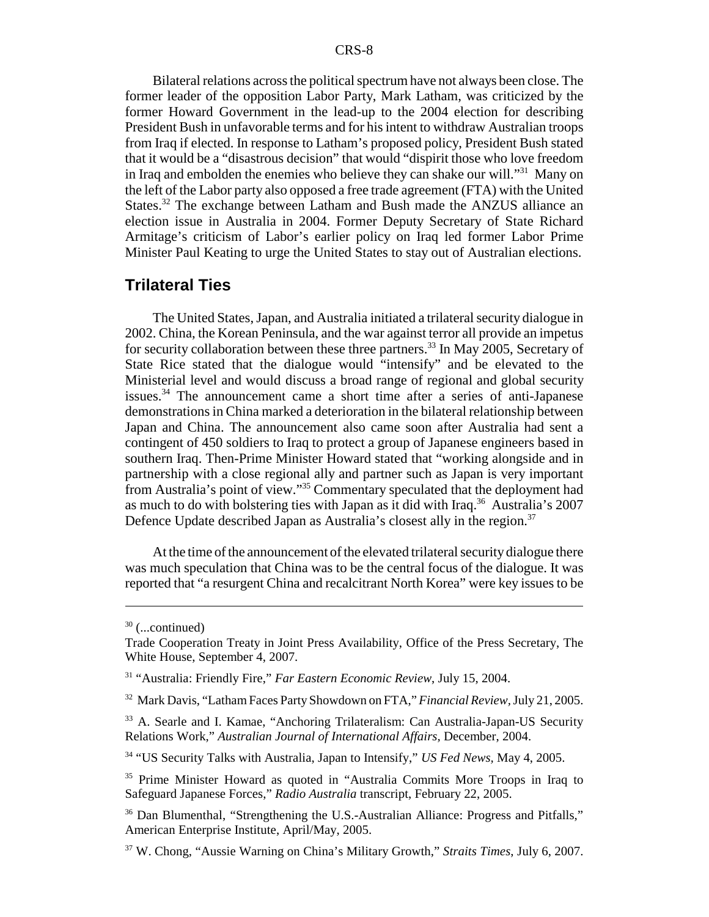Bilateral relations across the political spectrum have not always been close. The former leader of the opposition Labor Party, Mark Latham, was criticized by the former Howard Government in the lead-up to the 2004 election for describing President Bush in unfavorable terms and for his intent to withdraw Australian troops from Iraq if elected. In response to Latham's proposed policy, President Bush stated that it would be a "disastrous decision" that would "dispirit those who love freedom in Iraq and embolden the enemies who believe they can shake our will."[31] Many on the left of the Labor party also opposed a free trade agreement (FTA) with the United States.[32] The exchange between Latham and Bush made the ANZUS alliance an election issue in Australia in 2004. Former Deputy Secretary of State Richard Armitage's criticism of Labor's earlier policy on Iraq led former Labor Prime Minister Paul Keating to urge the United States to stay out of Australian elections.

## Trilateral Ties

The United States, Japan, and Australia initiated a trilateral security dialogue in 2002. China, the Korean Peninsula, and the war against terror all provide an impetus for security collaboration between these three partners.[33] In May 2005, Secretary of State Rice stated that the dialogue would "intensify" and be elevated to the Ministerial level and would discuss a broad range of regional and global security issues.[34] The announcement came a short time after a series of anti-Japanese demonstrations in China marked a deterioration in the bilateral relationship between Japan and China. The announcement also came soon after Australia had sent a contingent of 450 soldiers to Iraq to protect a group of Japanese engineers based in southern Iraq. Then-Prime Minister Howard stated that "working alongside and in partnership with a close regional ally and partner such as Japan is very important from Australia's point of view."[35] Commentary speculated that the deployment had as much to do with bolstering ties with Japan as it did with Iraq.[36] Australia's 2007 Defence Update described Japan as Australia's closest ally in the region.[37]

At the time of the announcement of the elevated trilateral security dialogue there was much speculation that China was to be the central focus of the dialogue. It was reported that "a resurgent China and recalcitrant North Korea" were key issues to be

---

[30] (...continued)
Trade Cooperation Treaty in Joint Press Availability, Office of the Press Secretary, The White House, September 4, 2007.

[31] "Australia: Friendly Fire," *Far Eastern Economic Review*, July 15, 2004.

[32] Mark Davis, "Latham Faces Party Showdown on FTA," *Financial Review*, July 21, 2005.

[33] A. Searle and I. Kamae, "Anchoring Trilateralism: Can Australia-Japan-US Security Relations Work," *Australian Journal of International Affairs*, December, 2004.

[34] "US Security Talks with Australia, Japan to Intensify," *US Fed News*, May 4, 2005.

[35] Prime Minister Howard as quoted in "Australia Commits More Troops in Iraq to Safeguard Japanese Forces," *Radio Australia* transcript, February 22, 2005.

[36] Dan Blumenthal, "Strengthening the U.S.-Australian Alliance: Progress and Pitfalls," American Enterprise Institute, April/May, 2005.

[37] W. Chong, "Aussie Warning on China's Military Growth," *Straits Times*, July 6, 2007.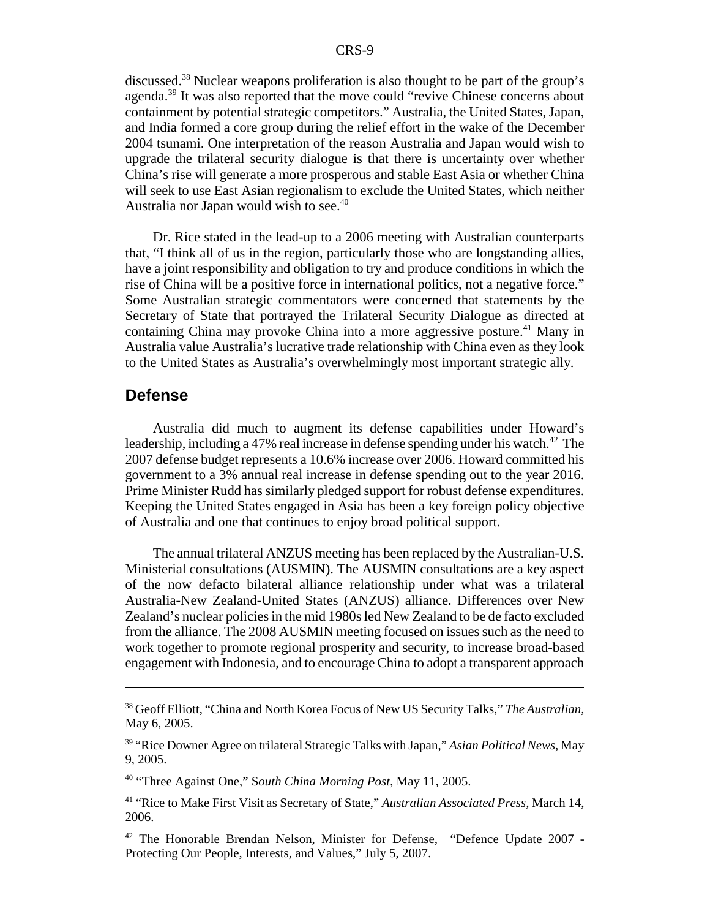discussed.[38] Nuclear weapons proliferation is also thought to be part of the group's agenda.[39] It was also reported that the move could "revive Chinese concerns about containment by potential strategic competitors." Australia, the United States, Japan, and India formed a core group during the relief effort in the wake of the December 2004 tsunami. One interpretation of the reason Australia and Japan would wish to upgrade the trilateral security dialogue is that there is uncertainty over whether China's rise will generate a more prosperous and stable East Asia or whether China will seek to use East Asian regionalism to exclude the United States, which neither Australia nor Japan would wish to see.[40]

Dr. Rice stated in the lead-up to a 2006 meeting with Australian counterparts that, "I think all of us in the region, particularly those who are longstanding allies, have a joint responsibility and obligation to try and produce conditions in which the rise of China will be a positive force in international politics, not a negative force." Some Australian strategic commentators were concerned that statements by the Secretary of State that portrayed the Trilateral Security Dialogue as directed at containing China may provoke China into a more aggressive posture.[41] Many in Australia value Australia's lucrative trade relationship with China even as they look to the United States as Australia's overwhelmingly most important strategic ally.

## Defense

Australia did much to augment its defense capabilities under Howard's leadership, including a 47% real increase in defense spending under his watch.[42] The 2007 defense budget represents a 10.6% increase over 2006. Howard committed his government to a 3% annual real increase in defense spending out to the year 2016. Prime Minister Rudd has similarly pledged support for robust defense expenditures. Keeping the United States engaged in Asia has been a key foreign policy objective of Australia and one that continues to enjoy broad political support.

The annual trilateral ANZUS meeting has been replaced by the Australian-U.S. Ministerial consultations (AUSMIN). The AUSMIN consultations are a key aspect of the now defacto bilateral alliance relationship under what was a trilateral Australia-New Zealand-United States (ANZUS) alliance. Differences over New Zealand's nuclear policies in the mid 1980s led New Zealand to be de facto excluded from the alliance. The 2008 AUSMIN meeting focused on issues such as the need to work together to promote regional prosperity and security, to increase broad-based engagement with Indonesia, and to encourage China to adopt a transparent approach

---

[38] Geoff Elliott, "China and North Korea Focus of New US Security Talks," *The Australian*, May 6, 2005.

[39] "Rice Downer Agree on trilateral Strategic Talks with Japan," *Asian Political News*, May 9, 2005.

[40] "Three Against One," S*outh China Morning Post*, May 11, 2005.

[41] "Rice to Make First Visit as Secretary of State," *Australian Associated Press*, March 14, 2006.

[42] The Honorable Brendan Nelson, Minister for Defense, "Defence Update 2007 - Protecting Our People, Interests, and Values," July 5, 2007.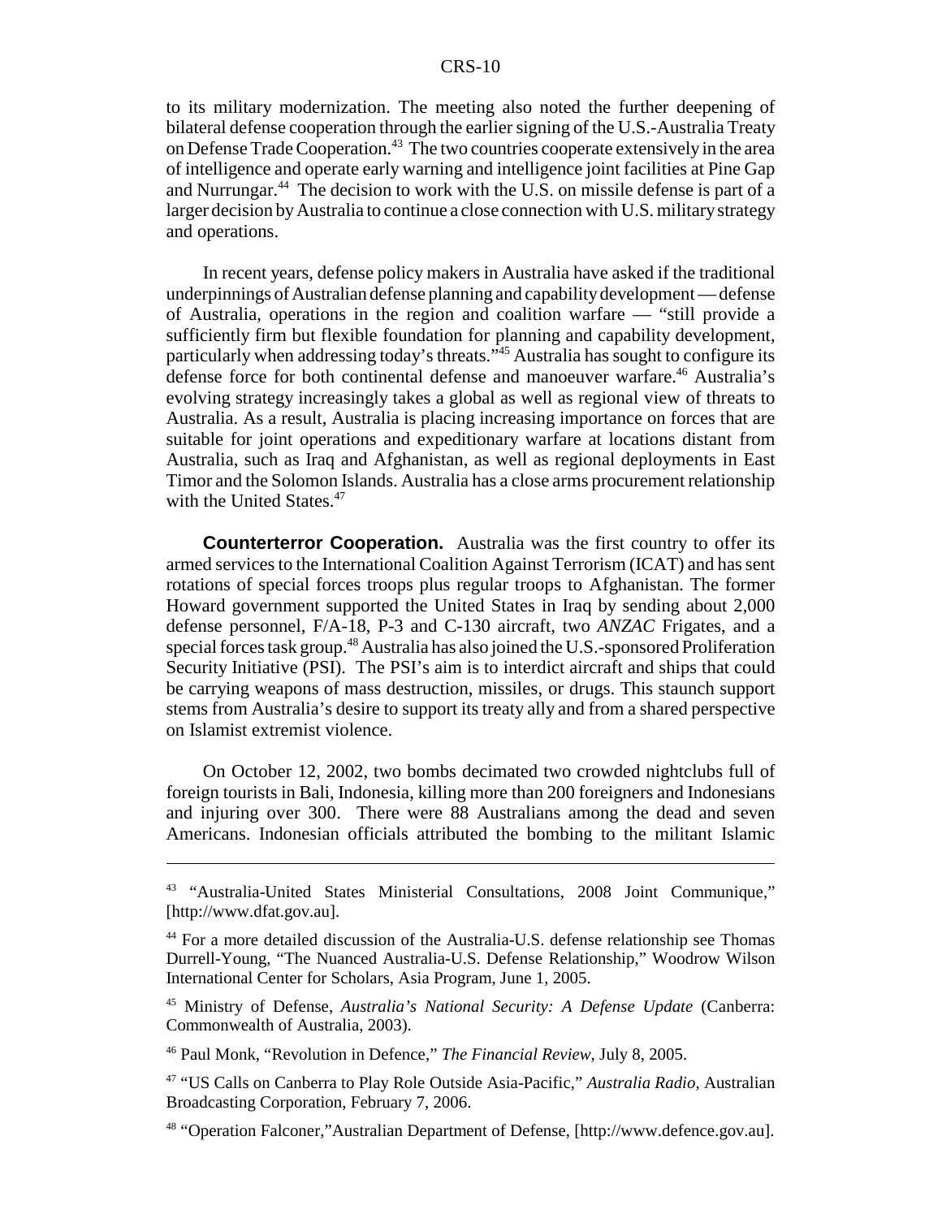to its military modernization. The meeting also noted the further deepening of bilateral defense cooperation through the earlier signing of the U.S.-Australia Treaty on Defense Trade Cooperation.[43] The two countries cooperate extensively in the area of intelligence and operate early warning and intelligence joint facilities at Pine Gap and Nurrungar.[44] The decision to work with the U.S. on missile defense is part of a larger decision by Australia to continue a close connection with U.S. military strategy and operations.

In recent years, defense policy makers in Australia have asked if the traditional underpinnings of Australian defense planning and capability development — defense of Australia, operations in the region and coalition warfare — "still provide a sufficiently firm but flexible foundation for planning and capability development, particularly when addressing today's threats."[45] Australia has sought to configure its defense force for both continental defense and manoeuver warfare.[46] Australia's evolving strategy increasingly takes a global as well as regional view of threats to Australia. As a result, Australia is placing increasing importance on forces that are suitable for joint operations and expeditionary warfare at locations distant from Australia, such as Iraq and Afghanistan, as well as regional deployments in East Timor and the Solomon Islands. Australia has a close arms procurement relationship with the United States.[47]

**Counterterror Cooperation.** Australia was the first country to offer its armed services to the International Coalition Against Terrorism (ICAT) and has sent rotations of special forces troops plus regular troops to Afghanistan. The former Howard government supported the United States in Iraq by sending about 2,000 defense personnel, F/A-18, P-3 and C-130 aircraft, two *ANZAC* Frigates, and a special forces task group.[48] Australia has also joined the U.S.-sponsored Proliferation Security Initiative (PSI). The PSI's aim is to interdict aircraft and ships that could be carrying weapons of mass destruction, missiles, or drugs. This staunch support stems from Australia's desire to support its treaty ally and from a shared perspective on Islamist extremist violence.

On October 12, 2002, two bombs decimated two crowded nightclubs full of foreign tourists in Bali, Indonesia, killing more than 200 foreigners and Indonesians and injuring over 300. There were 88 Australians among the dead and seven Americans. Indonesian officials attributed the bombing to the militant Islamic

---

[43] "Australia-United States Ministerial Consultations, 2008 Joint Communique," [http://www.dfat.gov.au].

[44] For a more detailed discussion of the Australia-U.S. defense relationship see Thomas Durrell-Young, "The Nuanced Australia-U.S. Defense Relationship," Woodrow Wilson International Center for Scholars, Asia Program, June 1, 2005.

[45] Ministry of Defense, *Australia's National Security: A Defense Update* (Canberra: Commonwealth of Australia, 2003).

[46] Paul Monk, "Revolution in Defence," *The Financial Review*, July 8, 2005.

[47] "US Calls on Canberra to Play Role Outside Asia-Pacific," *Australia Radio,* Australian Broadcasting Corporation, February 7, 2006.

[48] "Operation Falconer,"Australian Department of Defense, [http://www.defence.gov.au].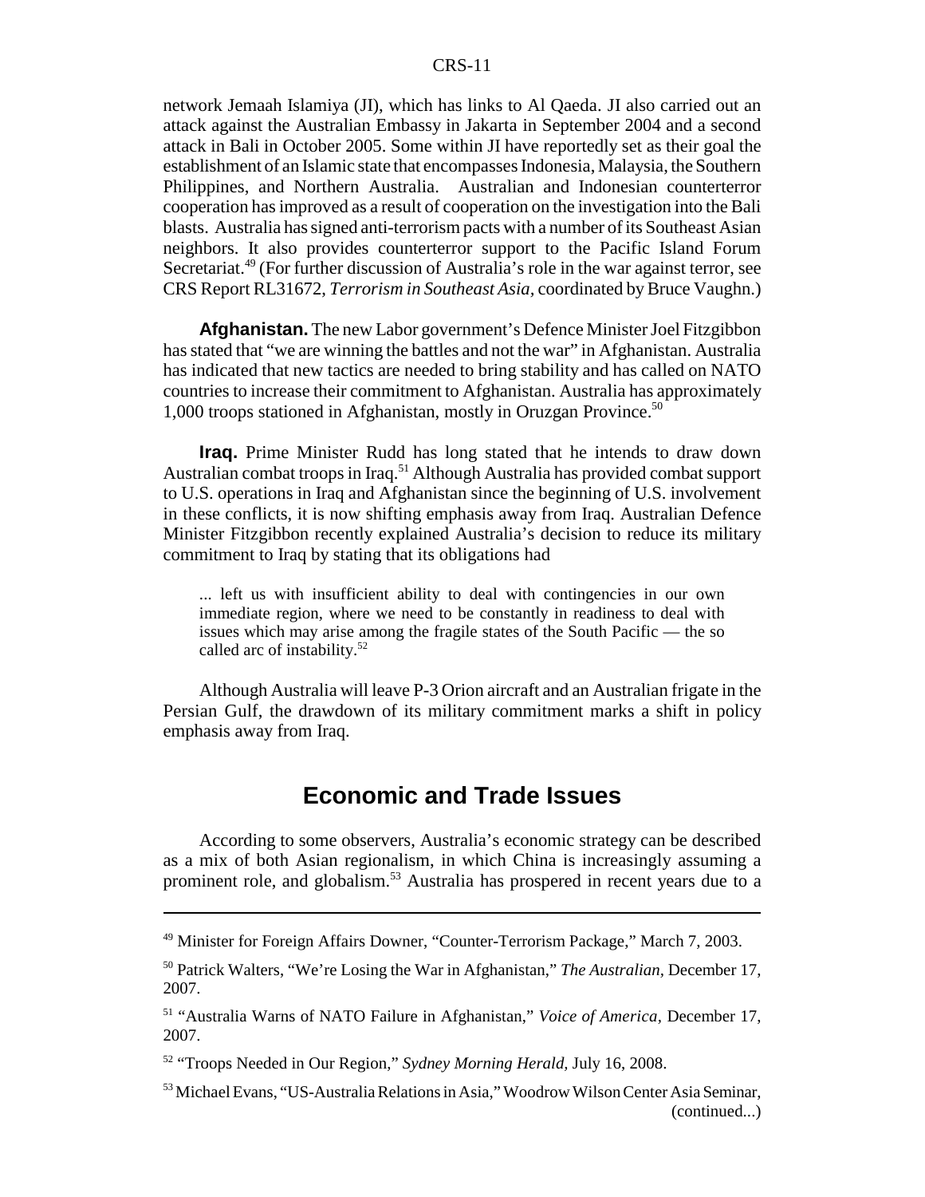network Jemaah Islamiya (JI), which has links to Al Qaeda. JI also carried out an attack against the Australian Embassy in Jakarta in September 2004 and a second attack in Bali in October 2005. Some within JI have reportedly set as their goal the establishment of an Islamic state that encompasses Indonesia, Malaysia, the Southern Philippines, and Northern Australia. Australian and Indonesian counterterror cooperation has improved as a result of cooperation on the investigation into the Bali blasts. Australia has signed anti-terrorism pacts with a number of its Southeast Asian neighbors. It also provides counterterror support to the Pacific Island Forum Secretariat.[49] (For further discussion of Australia's role in the war against terror, see CRS Report RL31672, *Terrorism in Southeast Asia,* coordinated by Bruce Vaughn.)

**Afghanistan.** The new Labor government's Defence Minister Joel Fitzgibbon has stated that "we are winning the battles and not the war" in Afghanistan. Australia has indicated that new tactics are needed to bring stability and has called on NATO countries to increase their commitment to Afghanistan. Australia has approximately 1,000 troops stationed in Afghanistan, mostly in Oruzgan Province.[50]

**Iraq.** Prime Minister Rudd has long stated that he intends to draw down Australian combat troops in Iraq.[51] Although Australia has provided combat support to U.S. operations in Iraq and Afghanistan since the beginning of U.S. involvement in these conflicts, it is now shifting emphasis away from Iraq. Australian Defence Minister Fitzgibbon recently explained Australia's decision to reduce its military commitment to Iraq by stating that its obligations had

> ... left us with insufficient ability to deal with contingencies in our own immediate region, where we need to be constantly in readiness to deal with issues which may arise among the fragile states of the South Pacific — the so called arc of instability.[52]

Although Australia will leave P-3 Orion aircraft and an Australian frigate in the Persian Gulf, the drawdown of its military commitment marks a shift in policy emphasis away from Iraq.

## Economic and Trade Issues

According to some observers, Australia's economic strategy can be described as a mix of both Asian regionalism, in which China is increasingly assuming a prominent role, and globalism.[53] Australia has prospered in recent years due to a

---

[49] Minister for Foreign Affairs Downer, "Counter-Terrorism Package," March 7, 2003.

[50] Patrick Walters, "We're Losing the War in Afghanistan," *The Australian,* December 17, 2007.

[51] "Australia Warns of NATO Failure in Afghanistan," *Voice of America,* December 17, 2007.

[52] "Troops Needed in Our Region," *Sydney Morning Herald,* July 16, 2008.

[53] Michael Evans, "US-Australia Relations in Asia," Woodrow Wilson Center Asia Seminar, (continued...)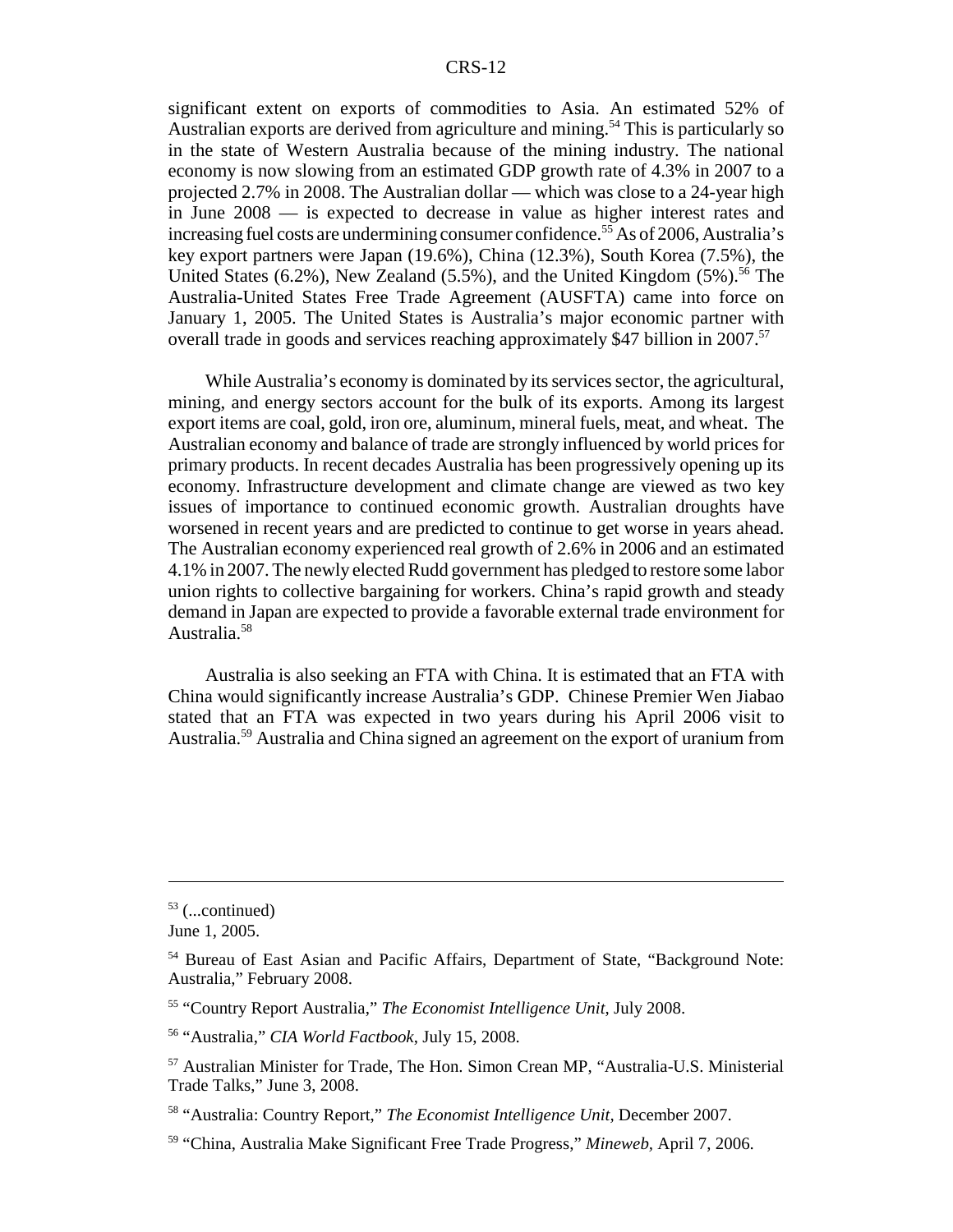significant extent on exports of commodities to Asia. An estimated 52% of Australian exports are derived from agriculture and mining.[54] This is particularly so in the state of Western Australia because of the mining industry. The national economy is now slowing from an estimated GDP growth rate of 4.3% in 2007 to a projected 2.7% in 2008. The Australian dollar — which was close to a 24-year high in June 2008 — is expected to decrease in value as higher interest rates and increasing fuel costs are undermining consumer confidence.[55] As of 2006, Australia's key export partners were Japan (19.6%), China (12.3%), South Korea (7.5%), the United States (6.2%), New Zealand (5.5%), and the United Kingdom (5%).[56] The Australia-United States Free Trade Agreement (AUSFTA) came into force on January 1, 2005. The United States is Australia's major economic partner with overall trade in goods and services reaching approximately $47 billion in 2007.[57]

While Australia's economy is dominated by its services sector, the agricultural, mining, and energy sectors account for the bulk of its exports. Among its largest export items are coal, gold, iron ore, aluminum, mineral fuels, meat, and wheat. The Australian economy and balance of trade are strongly influenced by world prices for primary products. In recent decades Australia has been progressively opening up its economy. Infrastructure development and climate change are viewed as two key issues of importance to continued economic growth. Australian droughts have worsened in recent years and are predicted to continue to get worse in years ahead. The Australian economy experienced real growth of 2.6% in 2006 and an estimated 4.1% in 2007. The newly elected Rudd government has pledged to restore some labor union rights to collective bargaining for workers. China's rapid growth and steady demand in Japan are expected to provide a favorable external trade environment for Australia.[58]

Australia is also seeking an FTA with China. It is estimated that an FTA with China would significantly increase Australia's GDP. Chinese Premier Wen Jiabao stated that an FTA was expected in two years during his April 2006 visit to Australia.[59] Australia and China signed an agreement on the export of uranium from

---

[53] (...continued)
June 1, 2005.

[54] Bureau of East Asian and Pacific Affairs, Department of State, "Background Note: Australia," February 2008.

[55] "Country Report Australia," *The Economist Intelligence Unit*, July 2008.

[56] "Australia," *CIA World Factbook*, July 15, 2008.

[57] Australian Minister for Trade, The Hon. Simon Crean MP, "Australia-U.S. Ministerial Trade Talks," June 3, 2008.

[58] "Australia: Country Report," *The Economist Intelligence Unit*, December 2007.

[59] "China, Australia Make Significant Free Trade Progress," *Mineweb*, April 7, 2006.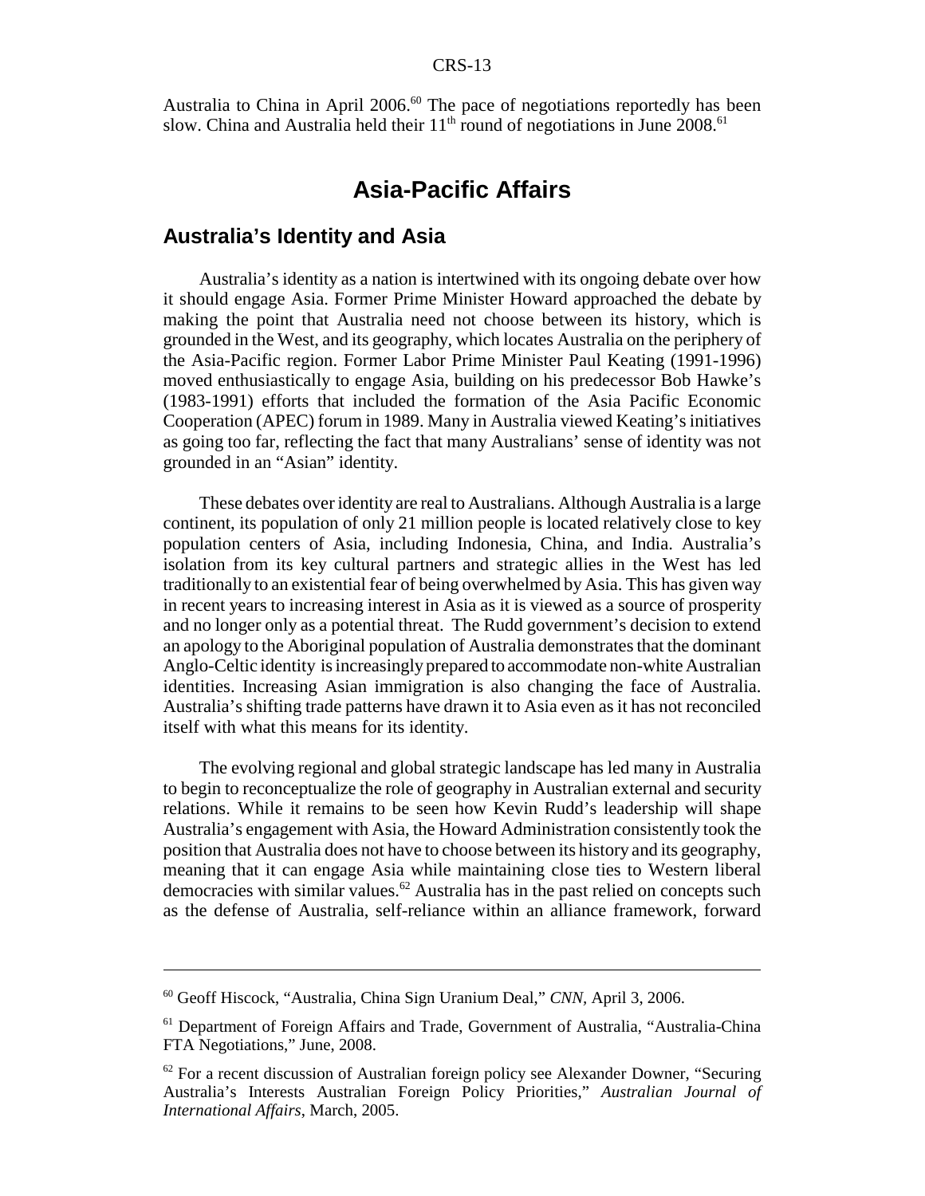Australia to China in April 2006.[60] The pace of negotiations reportedly has been slow. China and Australia held their 11th round of negotiations in June 2008.[61]

# Asia-Pacific Affairs

## Australia's Identity and Asia

Australia's identity as a nation is intertwined with its ongoing debate over how it should engage Asia. Former Prime Minister Howard approached the debate by making the point that Australia need not choose between its history, which is grounded in the West, and its geography, which locates Australia on the periphery of the Asia-Pacific region. Former Labor Prime Minister Paul Keating (1991-1996) moved enthusiastically to engage Asia, building on his predecessor Bob Hawke's (1983-1991) efforts that included the formation of the Asia Pacific Economic Cooperation (APEC) forum in 1989. Many in Australia viewed Keating's initiatives as going too far, reflecting the fact that many Australians' sense of identity was not grounded in an "Asian" identity.

These debates over identity are real to Australians. Although Australia is a large continent, its population of only 21 million people is located relatively close to key population centers of Asia, including Indonesia, China, and India. Australia's isolation from its key cultural partners and strategic allies in the West has led traditionally to an existential fear of being overwhelmed by Asia. This has given way in recent years to increasing interest in Asia as it is viewed as a source of prosperity and no longer only as a potential threat. The Rudd government's decision to extend an apology to the Aboriginal population of Australia demonstrates that the dominant Anglo-Celtic identity is increasingly prepared to accommodate non-white Australian identities. Increasing Asian immigration is also changing the face of Australia. Australia's shifting trade patterns have drawn it to Asia even as it has not reconciled itself with what this means for its identity.

The evolving regional and global strategic landscape has led many in Australia to begin to reconceptualize the role of geography in Australian external and security relations. While it remains to be seen how Kevin Rudd's leadership will shape Australia's engagement with Asia, the Howard Administration consistently took the position that Australia does not have to choose between its history and its geography, meaning that it can engage Asia while maintaining close ties to Western liberal democracies with similar values.[62] Australia has in the past relied on concepts such as the defense of Australia, self-reliance within an alliance framework, forward

---

[60] Geoff Hiscock, "Australia, China Sign Uranium Deal," *CNN*, April 3, 2006.

[61] Department of Foreign Affairs and Trade, Government of Australia, "Australia-China FTA Negotiations," June, 2008.

[62] For a recent discussion of Australian foreign policy see Alexander Downer, "Securing Australia's Interests Australian Foreign Policy Priorities," *Australian Journal of International Affairs*, March, 2005.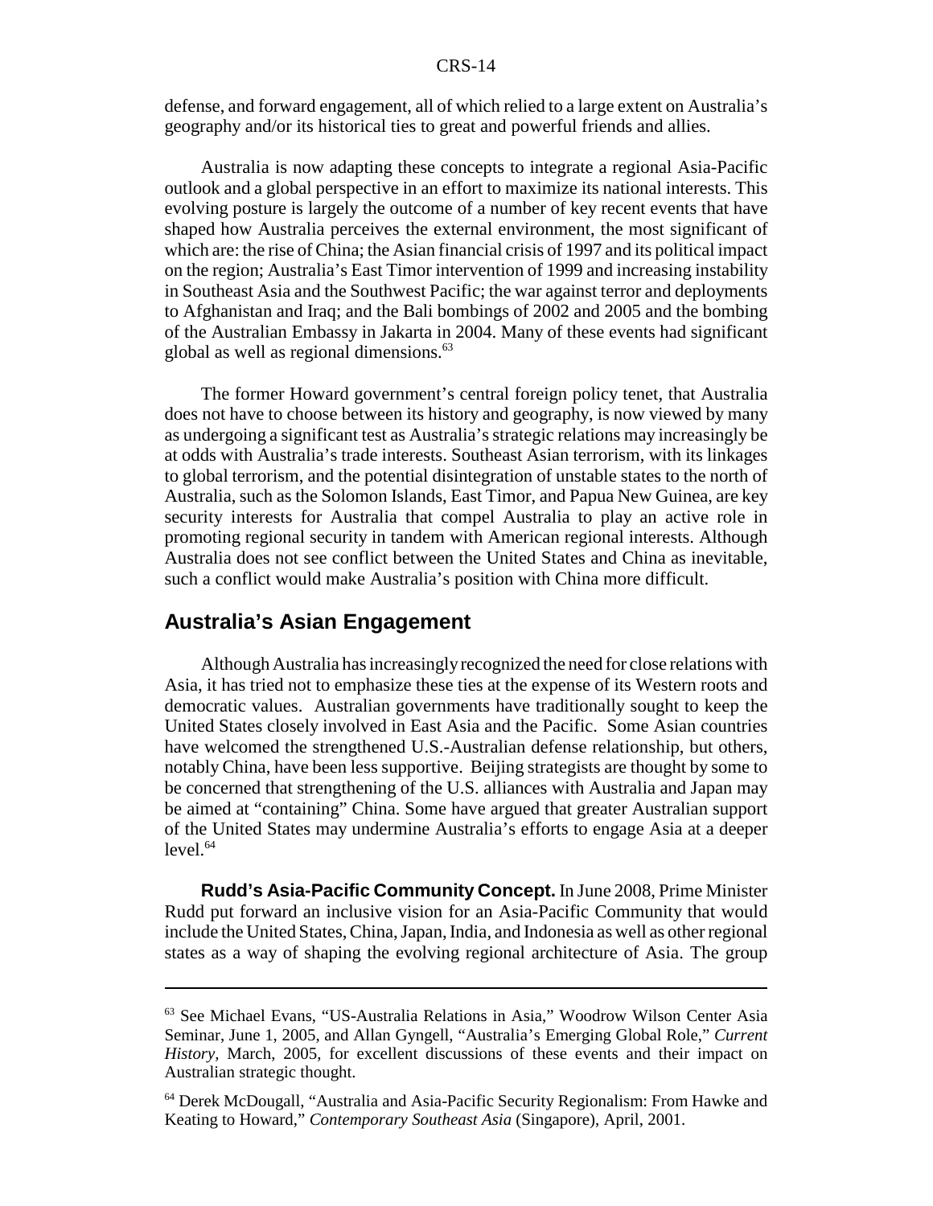defense, and forward engagement, all of which relied to a large extent on Australia's geography and/or its historical ties to great and powerful friends and allies.

Australia is now adapting these concepts to integrate a regional Asia-Pacific outlook and a global perspective in an effort to maximize its national interests. This evolving posture is largely the outcome of a number of key recent events that have shaped how Australia perceives the external environment, the most significant of which are: the rise of China; the Asian financial crisis of 1997 and its political impact on the region; Australia's East Timor intervention of 1999 and increasing instability in Southeast Asia and the Southwest Pacific; the war against terror and deployments to Afghanistan and Iraq; and the Bali bombings of 2002 and 2005 and the bombing of the Australian Embassy in Jakarta in 2004. Many of these events had significant global as well as regional dimensions.[63]

The former Howard government's central foreign policy tenet, that Australia does not have to choose between its history and geography, is now viewed by many as undergoing a significant test as Australia's strategic relations may increasingly be at odds with Australia's trade interests. Southeast Asian terrorism, with its linkages to global terrorism, and the potential disintegration of unstable states to the north of Australia, such as the Solomon Islands, East Timor, and Papua New Guinea, are key security interests for Australia that compel Australia to play an active role in promoting regional security in tandem with American regional interests. Although Australia does not see conflict between the United States and China as inevitable, such a conflict would make Australia's position with China more difficult.

## Australia's Asian Engagement

Although Australia has increasingly recognized the need for close relations with Asia, it has tried not to emphasize these ties at the expense of its Western roots and democratic values. Australian governments have traditionally sought to keep the United States closely involved in East Asia and the Pacific. Some Asian countries have welcomed the strengthened U.S.-Australian defense relationship, but others, notably China, have been less supportive. Beijing strategists are thought by some to be concerned that strengthening of the U.S. alliances with Australia and Japan may be aimed at "containing" China. Some have argued that greater Australian support of the United States may undermine Australia's efforts to engage Asia at a deeper level.[64]

**Rudd's Asia-Pacific Community Concept.** In June 2008, Prime Minister Rudd put forward an inclusive vision for an Asia-Pacific Community that would include the United States, China, Japan, India, and Indonesia as well as other regional states as a way of shaping the evolving regional architecture of Asia. The group

---

[63] See Michael Evans, "US-Australia Relations in Asia," Woodrow Wilson Center Asia Seminar, June 1, 2005, and Allan Gyngell, "Australia's Emerging Global Role," *Current History*, March, 2005, for excellent discussions of these events and their impact on Australian strategic thought.

[64] Derek McDougall, "Australia and Asia-Pacific Security Regionalism: From Hawke and Keating to Howard," *Contemporary Southeast Asia* (Singapore), April, 2001.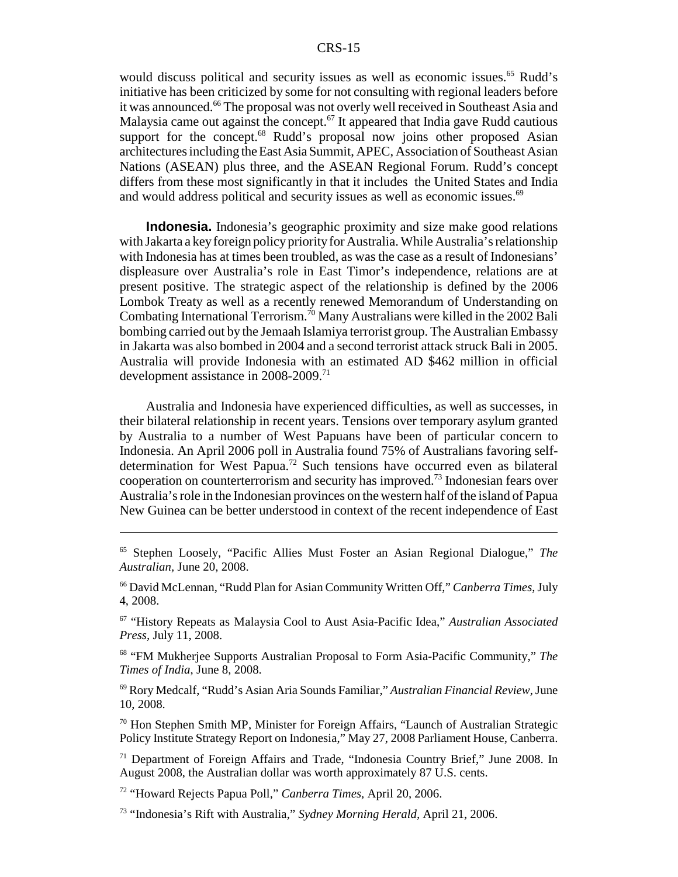would discuss political and security issues as well as economic issues.[65] Rudd's initiative has been criticized by some for not consulting with regional leaders before it was announced.[66] The proposal was not overly well received in Southeast Asia and Malaysia came out against the concept.[67] It appeared that India gave Rudd cautious support for the concept.[68] Rudd's proposal now joins other proposed Asian architectures including the East Asia Summit, APEC, Association of Southeast Asian Nations (ASEAN) plus three, and the ASEAN Regional Forum. Rudd's concept differs from these most significantly in that it includes the United States and India and would address political and security issues as well as economic issues.[69]

**Indonesia.** Indonesia's geographic proximity and size make good relations with Jakarta a key foreign policy priority for Australia. While Australia's relationship with Indonesia has at times been troubled, as was the case as a result of Indonesians' displeasure over Australia's role in East Timor's independence, relations are at present positive. The strategic aspect of the relationship is defined by the 2006 Lombok Treaty as well as a recently renewed Memorandum of Understanding on Combating International Terrorism.[70] Many Australians were killed in the 2002 Bali bombing carried out by the Jemaah Islamiya terrorist group. The Australian Embassy in Jakarta was also bombed in 2004 and a second terrorist attack struck Bali in 2005. Australia will provide Indonesia with an estimated AD $462 million in official development assistance in 2008-2009.[71]

Australia and Indonesia have experienced difficulties, as well as successes, in their bilateral relationship in recent years. Tensions over temporary asylum granted by Australia to a number of West Papuans have been of particular concern to Indonesia. An April 2006 poll in Australia found 75% of Australians favoring self-determination for West Papua.[72] Such tensions have occurred even as bilateral cooperation on counterterrorism and security has improved.[73] Indonesian fears over Australia's role in the Indonesian provinces on the western half of the island of Papua New Guinea can be better understood in context of the recent independence of East

---

[65] Stephen Loosely, "Pacific Allies Must Foster an Asian Regional Dialogue," *The Australian*, June 20, 2008.

[66] David McLennan, "Rudd Plan for Asian Community Written Off," *Canberra Times*, July 4, 2008.

[67] "History Repeats as Malaysia Cool to Aust Asia-Pacific Idea," *Australian Associated Press*, July 11, 2008.

[68] "FM Mukherjee Supports Australian Proposal to Form Asia-Pacific Community," *The Times of India*, June 8, 2008.

[69] Rory Medcalf, "Rudd's Asian Aria Sounds Familiar," *Australian Financial Review*, June 10, 2008.

[70] Hon Stephen Smith MP, Minister for Foreign Affairs, "Launch of Australian Strategic Policy Institute Strategy Report on Indonesia," May 27, 2008 Parliament House, Canberra.

[71] Department of Foreign Affairs and Trade, "Indonesia Country Brief," June 2008. In August 2008, the Australian dollar was worth approximately 87 U.S. cents.

[72] "Howard Rejects Papua Poll," *Canberra Times*, April 20, 2006.

[73] "Indonesia's Rift with Australia," *Sydney Morning Herald*, April 21, 2006.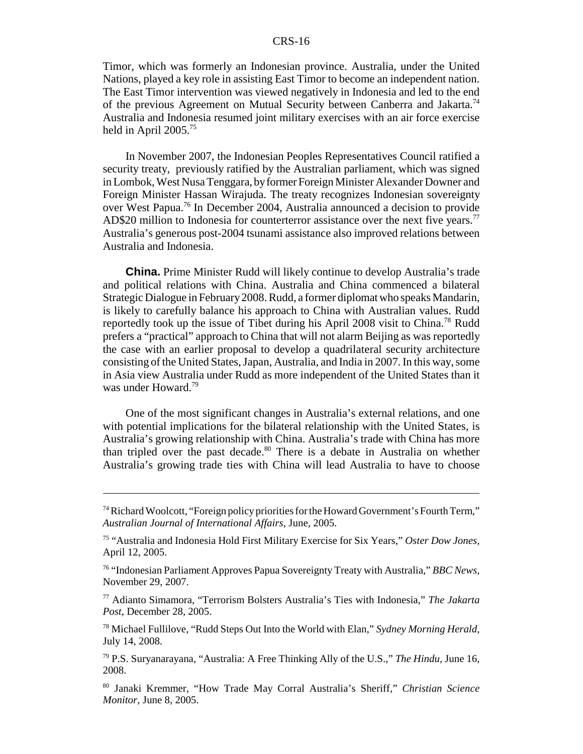Timor, which was formerly an Indonesian province. Australia, under the United Nations, played a key role in assisting East Timor to become an independent nation. The East Timor intervention was viewed negatively in Indonesia and led to the end of the previous Agreement on Mutual Security between Canberra and Jakarta.[74] Australia and Indonesia resumed joint military exercises with an air force exercise held in April 2005.[75]

In November 2007, the Indonesian Peoples Representatives Council ratified a security treaty, previously ratified by the Australian parliament, which was signed in Lombok, West Nusa Tenggara, by former Foreign Minister Alexander Downer and Foreign Minister Hassan Wirajuda. The treaty recognizes Indonesian sovereignty over West Papua.[76] In December 2004, Australia announced a decision to provide AD$20 million to Indonesia for counterterror assistance over the next five years.[77] Australia's generous post-2004 tsunami assistance also improved relations between Australia and Indonesia.

**China.** Prime Minister Rudd will likely continue to develop Australia's trade and political relations with China. Australia and China commenced a bilateral Strategic Dialogue in February 2008. Rudd, a former diplomat who speaks Mandarin, is likely to carefully balance his approach to China with Australian values. Rudd reportedly took up the issue of Tibet during his April 2008 visit to China.[78] Rudd prefers a "practical" approach to China that will not alarm Beijing as was reportedly the case with an earlier proposal to develop a quadrilateral security architecture consisting of the United States, Japan, Australia, and India in 2007. In this way, some in Asia view Australia under Rudd as more independent of the United States than it was under Howard.[79]

One of the most significant changes in Australia's external relations, and one with potential implications for the bilateral relationship with the United States, is Australia's growing relationship with China. Australia's trade with China has more than tripled over the past decade.[80] There is a debate in Australia on whether Australia's growing trade ties with China will lead Australia to have to choose

---

[74] Richard Woolcott, "Foreign policy priorities for the Howard Government's Fourth Term," *Australian Journal of International Affairs*, June, 2005.

[75] "Australia and Indonesia Hold First Military Exercise for Six Years," *Oster Dow Jones*, April 12, 2005.

[76] "Indonesian Parliament Approves Papua Sovereignty Treaty with Australia," *BBC News*, November 29, 2007.

[77] Adianto Simamora, "Terrorism Bolsters Australia's Ties with Indonesia," *The Jakarta Post*, December 28, 2005.

[78] Michael Fullilove, "Rudd Steps Out Into the World with Elan," *Sydney Morning Herald*, July 14, 2008.

[79] P.S. Suryanarayana, "Australia: A Free Thinking Ally of the U.S.," *The Hindu*, June 16, 2008.

[80] Janaki Kremmer, "How Trade May Corral Australia's Sheriff," *Christian Science Monitor*, June 8, 2005.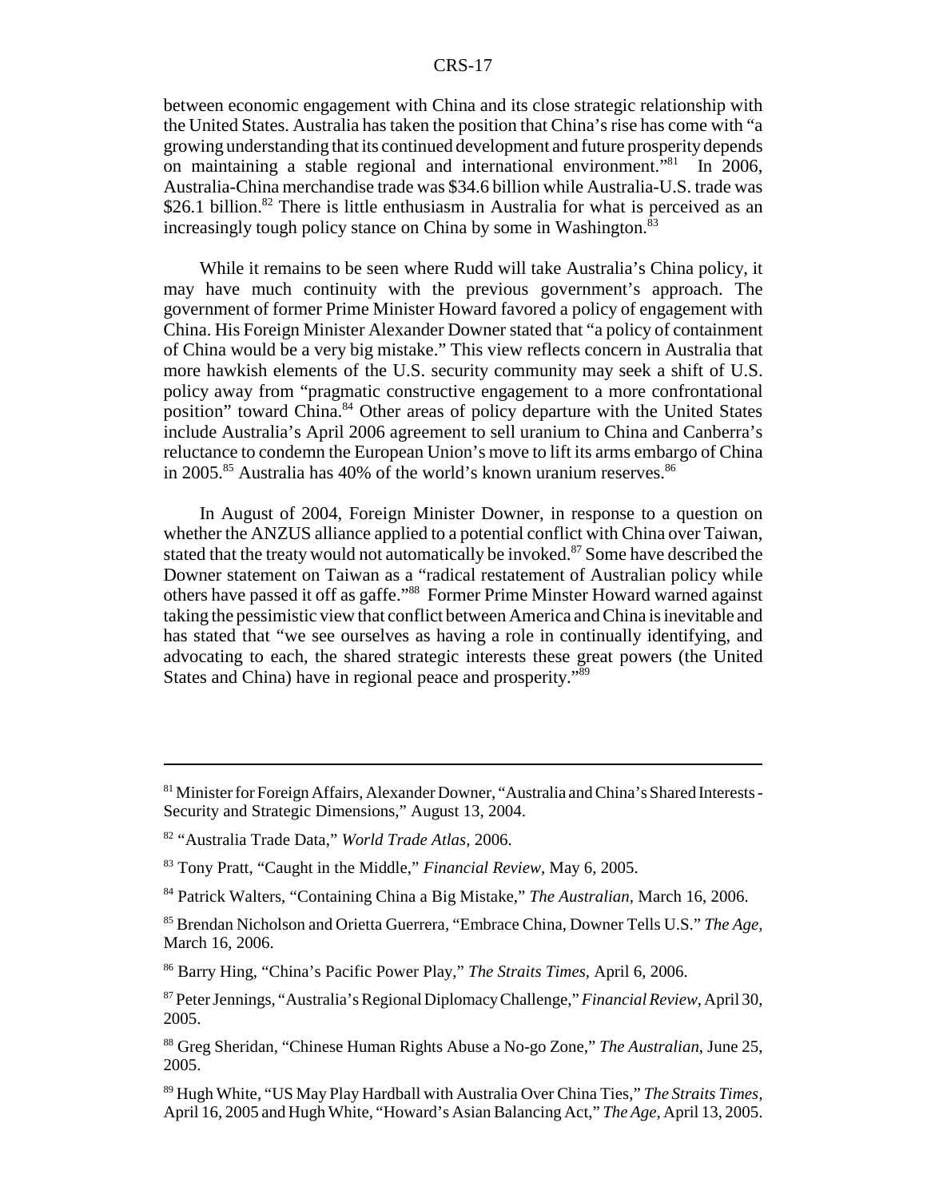between economic engagement with China and its close strategic relationship with the United States. Australia has taken the position that China's rise has come with "a growing understanding that its continued development and future prosperity depends on maintaining a stable regional and international environment."[81] In 2006, Australia-China merchandise trade was $34.6 billion while Australia-U.S. trade was $26.1 billion.[82] There is little enthusiasm in Australia for what is perceived as an increasingly tough policy stance on China by some in Washington.[83]

While it remains to be seen where Rudd will take Australia's China policy, it may have much continuity with the previous government's approach. The government of former Prime Minister Howard favored a policy of engagement with China. His Foreign Minister Alexander Downer stated that "a policy of containment of China would be a very big mistake." This view reflects concern in Australia that more hawkish elements of the U.S. security community may seek a shift of U.S. policy away from "pragmatic constructive engagement to a more confrontational position" toward China.[84] Other areas of policy departure with the United States include Australia's April 2006 agreement to sell uranium to China and Canberra's reluctance to condemn the European Union's move to lift its arms embargo of China in 2005.[85] Australia has 40% of the world's known uranium reserves.[86]

In August of 2004, Foreign Minister Downer, in response to a question on whether the ANZUS alliance applied to a potential conflict with China over Taiwan, stated that the treaty would not automatically be invoked.[87] Some have described the Downer statement on Taiwan as a "radical restatement of Australian policy while others have passed it off as gaffe."[88] Former Prime Minster Howard warned against taking the pessimistic view that conflict between America and China is inevitable and has stated that "we see ourselves as having a role in continually identifying, and advocating to each, the shared strategic interests these great powers (the United States and China) have in regional peace and prosperity."[89]

---

[81] Minister for Foreign Affairs, Alexander Downer, "Australia and China's Shared Interests - Security and Strategic Dimensions," August 13, 2004.

[82] "Australia Trade Data," *World Trade Atlas*, 2006.

[83] Tony Pratt, "Caught in the Middle," *Financial Review*, May 6, 2005.

[84] Patrick Walters, "Containing China a Big Mistake," *The Australian*, March 16, 2006.

[85] Brendan Nicholson and Orietta Guerrera, "Embrace China, Downer Tells U.S." *The Age*, March 16, 2006.

[86] Barry Hing, "China's Pacific Power Play," *The Straits Times*, April 6, 2006.

[87] Peter Jennings, "Australia's Regional Diplomacy Challenge," *Financial Review*, April 30, 2005.

[88] Greg Sheridan, "Chinese Human Rights Abuse a No-go Zone," *The Australian*, June 25, 2005.

[89] Hugh White, "US May Play Hardball with Australia Over China Ties," *The Straits Times*, April 16, 2005 and Hugh White, "Howard's Asian Balancing Act," *The Age*, April 13, 2005.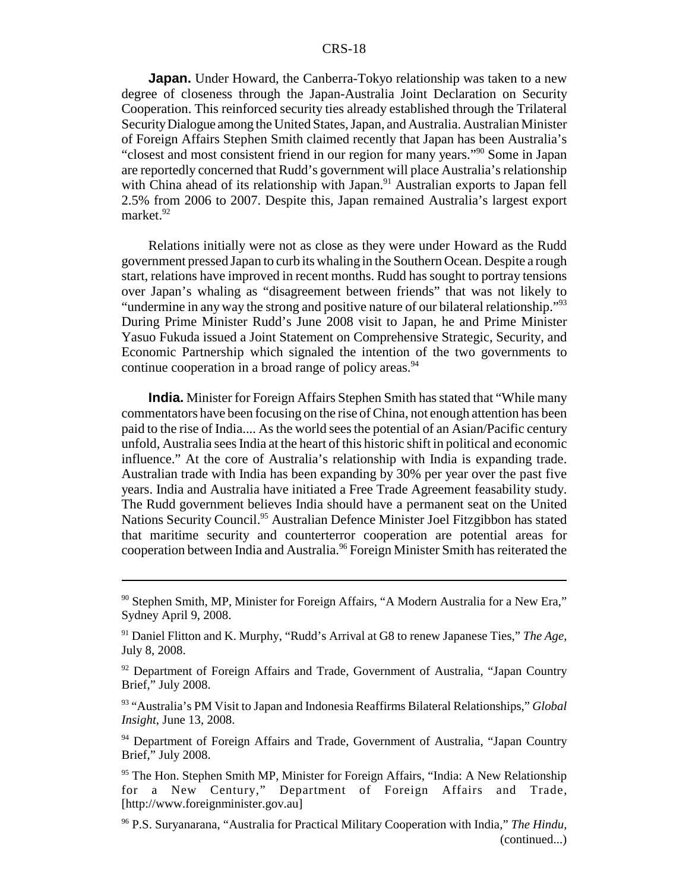**Japan.** Under Howard, the Canberra-Tokyo relationship was taken to a new degree of closeness through the Japan-Australia Joint Declaration on Security Cooperation. This reinforced security ties already established through the Trilateral Security Dialogue among the United States, Japan, and Australia. Australian Minister of Foreign Affairs Stephen Smith claimed recently that Japan has been Australia's "closest and most consistent friend in our region for many years."[90] Some in Japan are reportedly concerned that Rudd's government will place Australia's relationship with China ahead of its relationship with Japan.[91] Australian exports to Japan fell 2.5% from 2006 to 2007. Despite this, Japan remained Australia's largest export market.[92]

Relations initially were not as close as they were under Howard as the Rudd government pressed Japan to curb its whaling in the Southern Ocean. Despite a rough start, relations have improved in recent months. Rudd has sought to portray tensions over Japan's whaling as "disagreement between friends" that was not likely to "undermine in any way the strong and positive nature of our bilateral relationship."[93] During Prime Minister Rudd's June 2008 visit to Japan, he and Prime Minister Yasuo Fukuda issued a Joint Statement on Comprehensive Strategic, Security, and Economic Partnership which signaled the intention of the two governments to continue cooperation in a broad range of policy areas.[94]

**India.** Minister for Foreign Affairs Stephen Smith has stated that "While many commentators have been focusing on the rise of China, not enough attention has been paid to the rise of India.... As the world sees the potential of an Asian/Pacific century unfold, Australia sees India at the heart of this historic shift in political and economic influence." At the core of Australia's relationship with India is expanding trade. Australian trade with India has been expanding by 30% per year over the past five years. India and Australia have initiated a Free Trade Agreement feasability study. The Rudd government believes India should have a permanent seat on the United Nations Security Council.[95] Australian Defence Minister Joel Fitzgibbon has stated that maritime security and counterterror cooperation are potential areas for cooperation between India and Australia.[96] Foreign Minister Smith has reiterated the

---

[90] Stephen Smith, MP, Minister for Foreign Affairs, "A Modern Australia for a New Era," Sydney April 9, 2008.

[91] Daniel Flitton and K. Murphy, "Rudd's Arrival at G8 to renew Japanese Ties," *The Age*, July 8, 2008.

[92] Department of Foreign Affairs and Trade, Government of Australia, "Japan Country Brief," July 2008.

[93] "Australia's PM Visit to Japan and Indonesia Reaffirms Bilateral Relationships," *Global Insight*, June 13, 2008.

[94] Department of Foreign Affairs and Trade, Government of Australia, "Japan Country Brief," July 2008.

[95] The Hon. Stephen Smith MP, Minister for Foreign Affairs, "India: A New Relationship for a New Century," Department of Foreign Affairs and Trade, [http://www.foreignminister.gov.au]

[96] P.S. Suryanarana, "Australia for Practical Military Cooperation with India," *The Hindu*, (continued...)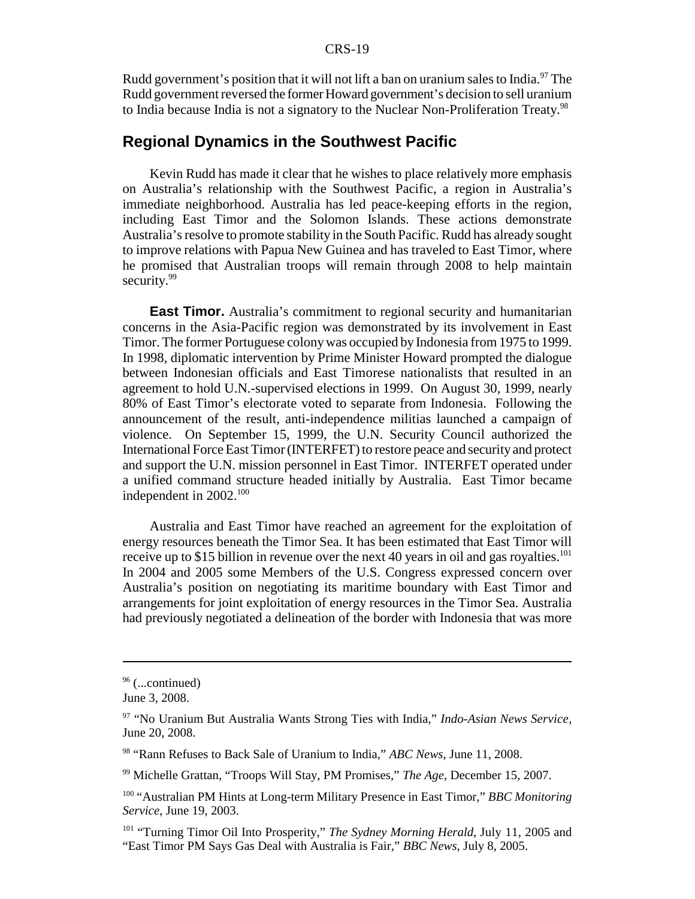Rudd government's position that it will not lift a ban on uranium sales to India.[97] The Rudd government reversed the former Howard government's decision to sell uranium to India because India is not a signatory to the Nuclear Non-Proliferation Treaty.[98]

## Regional Dynamics in the Southwest Pacific

Kevin Rudd has made it clear that he wishes to place relatively more emphasis on Australia's relationship with the Southwest Pacific, a region in Australia's immediate neighborhood. Australia has led peace-keeping efforts in the region, including East Timor and the Solomon Islands. These actions demonstrate Australia's resolve to promote stability in the South Pacific. Rudd has already sought to improve relations with Papua New Guinea and has traveled to East Timor, where he promised that Australian troops will remain through 2008 to help maintain security.[99]

**East Timor.** Australia's commitment to regional security and humanitarian concerns in the Asia-Pacific region was demonstrated by its involvement in East Timor. The former Portuguese colony was occupied by Indonesia from 1975 to 1999. In 1998, diplomatic intervention by Prime Minister Howard prompted the dialogue between Indonesian officials and East Timorese nationalists that resulted in an agreement to hold U.N.-supervised elections in 1999. On August 30, 1999, nearly 80% of East Timor's electorate voted to separate from Indonesia. Following the announcement of the result, anti-independence militias launched a campaign of violence. On September 15, 1999, the U.N. Security Council authorized the International Force East Timor (INTERFET) to restore peace and security and protect and support the U.N. mission personnel in East Timor. INTERFET operated under a unified command structure headed initially by Australia. East Timor became independent in 2002.[100]

Australia and East Timor have reached an agreement for the exploitation of energy resources beneath the Timor Sea. It has been estimated that East Timor will receive up to $15 billion in revenue over the next 40 years in oil and gas royalties.[101] In 2004 and 2005 some Members of the U.S. Congress expressed concern over Australia's position on negotiating its maritime boundary with East Timor and arrangements for joint exploitation of energy resources in the Timor Sea. Australia had previously negotiated a delineation of the border with Indonesia that was more

---

[96] (...continued) June 3, 2008.

[97] "No Uranium But Australia Wants Strong Ties with India," *Indo-Asian News Service*, June 20, 2008.

[98] "Rann Refuses to Back Sale of Uranium to India," *ABC News*, June 11, 2008.

[99] Michelle Grattan, "Troops Will Stay, PM Promises," *The Age*, December 15, 2007.

[100] "Australian PM Hints at Long-term Military Presence in East Timor," *BBC Monitoring Service*, June 19, 2003.

[101] "Turning Timor Oil Into Prosperity," *The Sydney Morning Herald*, July 11, 2005 and "East Timor PM Says Gas Deal with Australia is Fair," *BBC News*, July 8, 2005.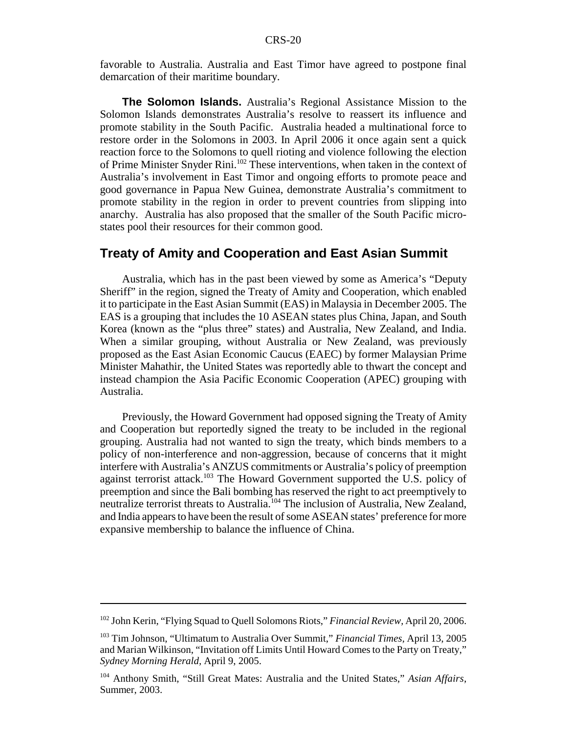favorable to Australia. Australia and East Timor have agreed to postpone final demarcation of their maritime boundary.

**The Solomon Islands.** Australia's Regional Assistance Mission to the Solomon Islands demonstrates Australia's resolve to reassert its influence and promote stability in the South Pacific. Australia headed a multinational force to restore order in the Solomons in 2003. In April 2006 it once again sent a quick reaction force to the Solomons to quell rioting and violence following the election of Prime Minister Snyder Rini.[102] These interventions, when taken in the context of Australia's involvement in East Timor and ongoing efforts to promote peace and good governance in Papua New Guinea, demonstrate Australia's commitment to promote stability in the region in order to prevent countries from slipping into anarchy. Australia has also proposed that the smaller of the South Pacific micro-states pool their resources for their common good.

## Treaty of Amity and Cooperation and East Asian Summit

Australia, which has in the past been viewed by some as America's "Deputy Sheriff" in the region, signed the Treaty of Amity and Cooperation, which enabled it to participate in the East Asian Summit (EAS) in Malaysia in December 2005. The EAS is a grouping that includes the 10 ASEAN states plus China, Japan, and South Korea (known as the "plus three" states) and Australia, New Zealand, and India. When a similar grouping, without Australia or New Zealand, was previously proposed as the East Asian Economic Caucus (EAEC) by former Malaysian Prime Minister Mahathir, the United States was reportedly able to thwart the concept and instead champion the Asia Pacific Economic Cooperation (APEC) grouping with Australia.

Previously, the Howard Government had opposed signing the Treaty of Amity and Cooperation but reportedly signed the treaty to be included in the regional grouping. Australia had not wanted to sign the treaty, which binds members to a policy of non-interference and non-aggression, because of concerns that it might interfere with Australia's ANZUS commitments or Australia's policy of preemption against terrorist attack.[103] The Howard Government supported the U.S. policy of preemption and since the Bali bombing has reserved the right to act preemptively to neutralize terrorist threats to Australia.[104] The inclusion of Australia, New Zealand, and India appears to have been the result of some ASEAN states' preference for more expansive membership to balance the influence of China.

---

[102] John Kerin, "Flying Squad to Quell Solomons Riots," *Financial Review*, April 20, 2006.

[103] Tim Johnson, "Ultimatum to Australia Over Summit," *Financial Times*, April 13, 2005 and Marian Wilkinson, "Invitation off Limits Until Howard Comes to the Party on Treaty," *Sydney Morning Herald*, April 9, 2005.

[104] Anthony Smith, "Still Great Mates: Australia and the United States," *Asian Affairs*, Summer, 2003.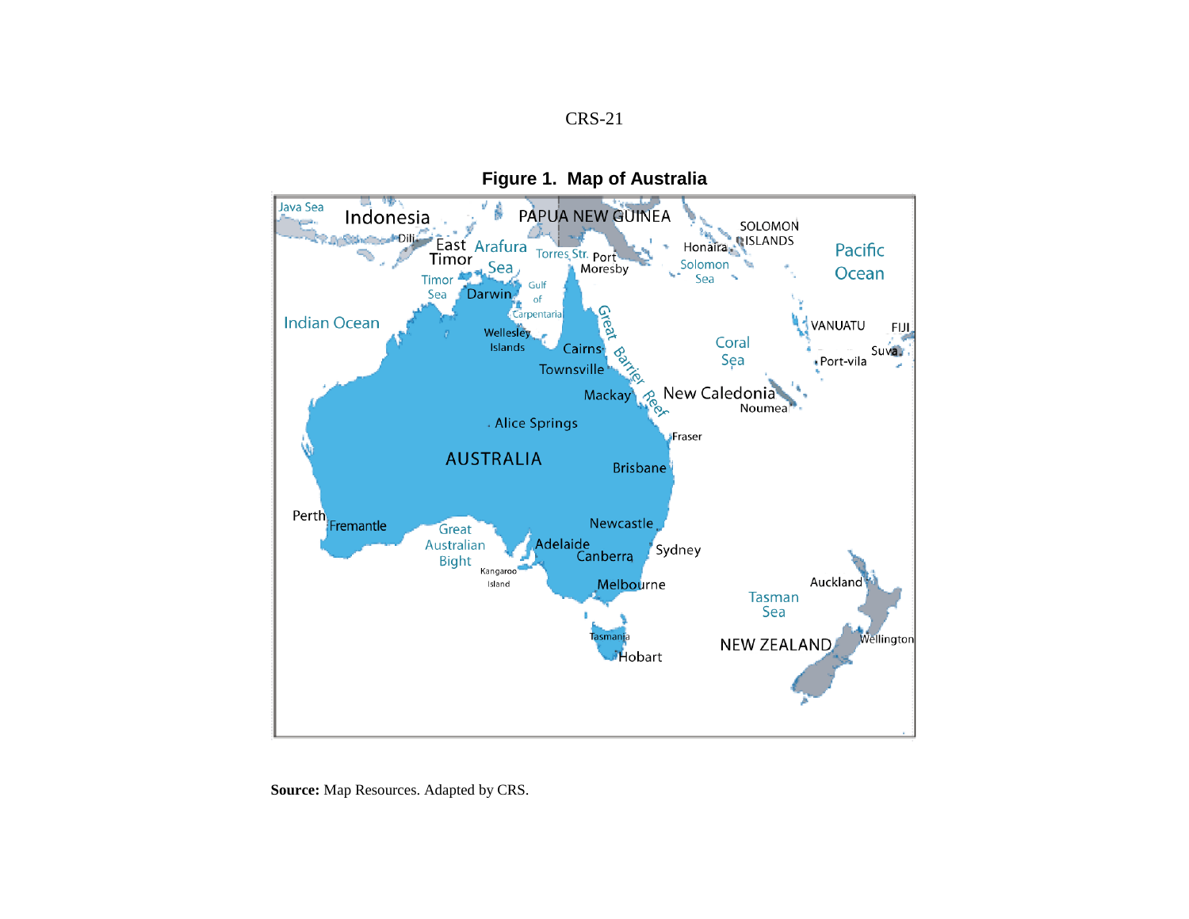**Figure 1. Map of Australia**

Java Sea
Indonesia
PAPUA NEW GUINEA
SOLOMON ISLANDS
Dili
East Timor
Arafura Sea
Torres Str.
Port Moresby
Honiara
Solomon Sea
Pacific Ocean
Timor Sea
Darwin
Gulf of Carpentaria
Indian Ocean
Wellesley Islands
Great Barrier Reef
Cairns
Townsville
VANUATU
FIJI
Suva
Port-vila
Coral Sea
Mackay
New Caledonia
Noumea
Alice Springs
Fraser
AUSTRALIA
Brisbane
Perth
Fremantle
Great Australian Bight
Newcastle
Adelaide
Sydney
Canberra
Kangaroo Island
Melbourne
Auckland
Tasman Sea
Tasmania
Hobart
NEW ZEALAND
Wellington

**Source:** Map Resources. Adapted by CRS.